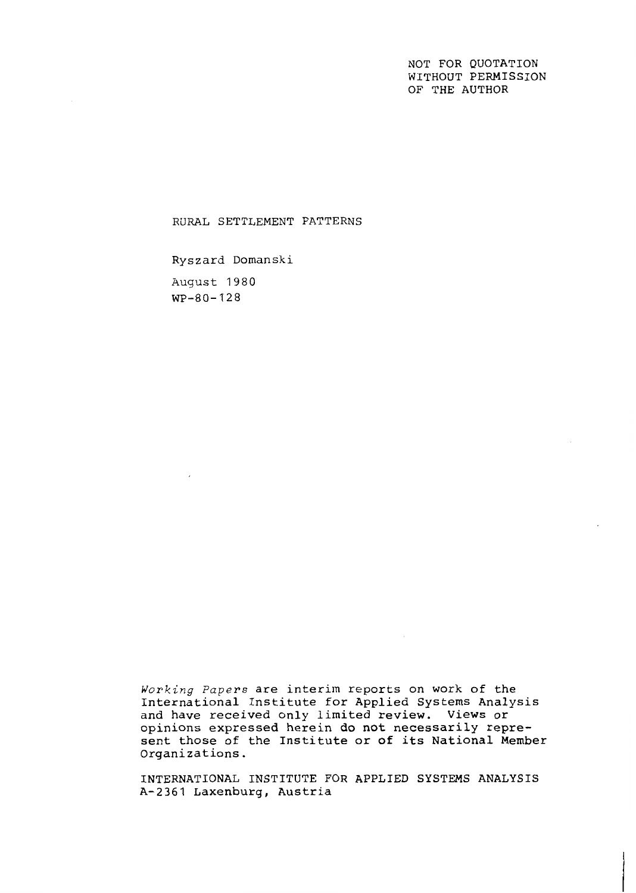NOT FOR QUOTATION
WITHOUT PERMISSION
OF THE AUTHOR

# RURAL SETTLEMENT PATTERNS

Ryszard Domanski

August 1980
WP-80-128

*Working Papers* are interim reports on work of the International Institute for Applied Systems Analysis and have received only limited review. Views or opinions expressed herein do not necessarily represent those of the Institute or of its National Member Organizations.

INTERNATIONAL INSTITUTE FOR APPLIED SYSTEMS ANALYSIS
A-2361 Laxenburg, Austria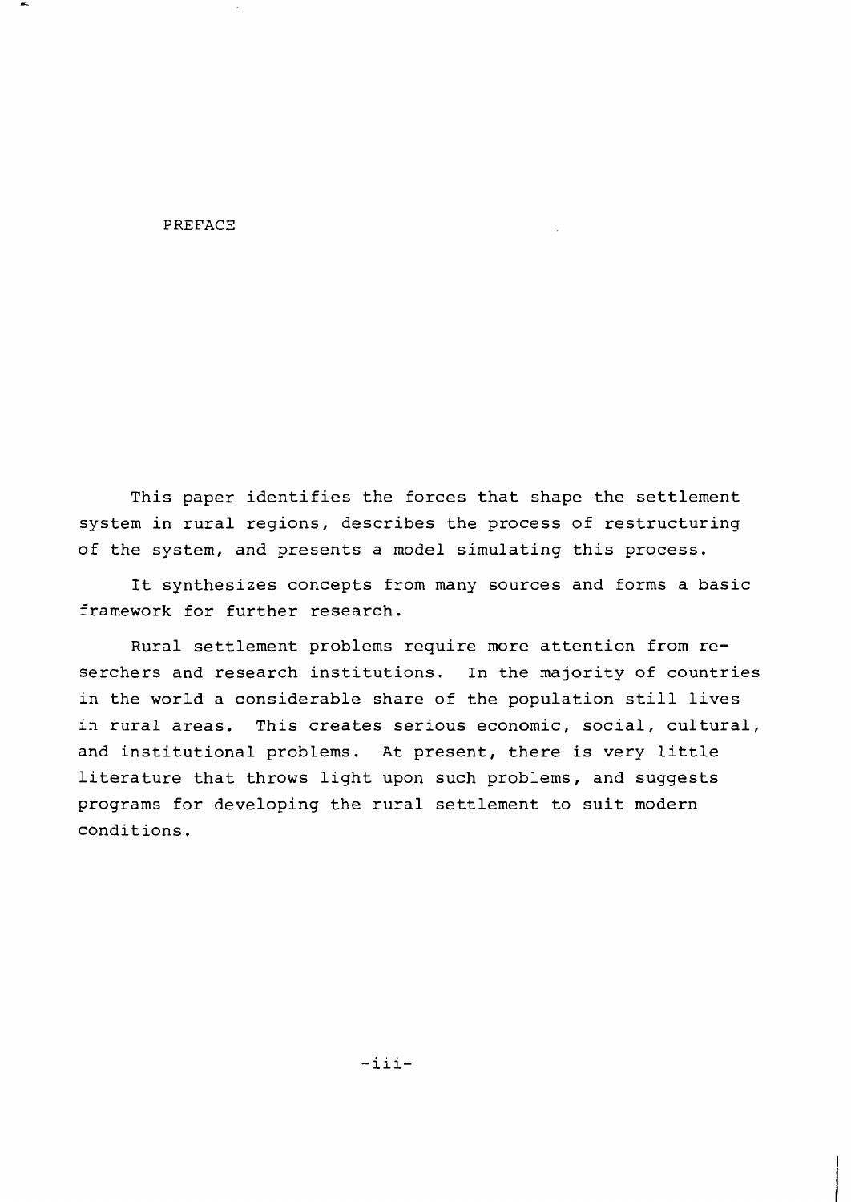# PREFACE

This paper identifies the forces that shape the settlement system in rural regions, describes the process of restructuring of the system, and presents a model simulating this process.

It synthesizes concepts from many sources and forms a basic framework for further research.

Rural settlement problems require more attention from reserchers and research institutions. In the majority of countries in the world a considerable share of the population still lives in rural areas. This creates serious economic, social, cultural, and institutional problems. At present, there is very little literature that throws light upon such problems, and suggests programs for developing the rural settlement to suit modern conditions.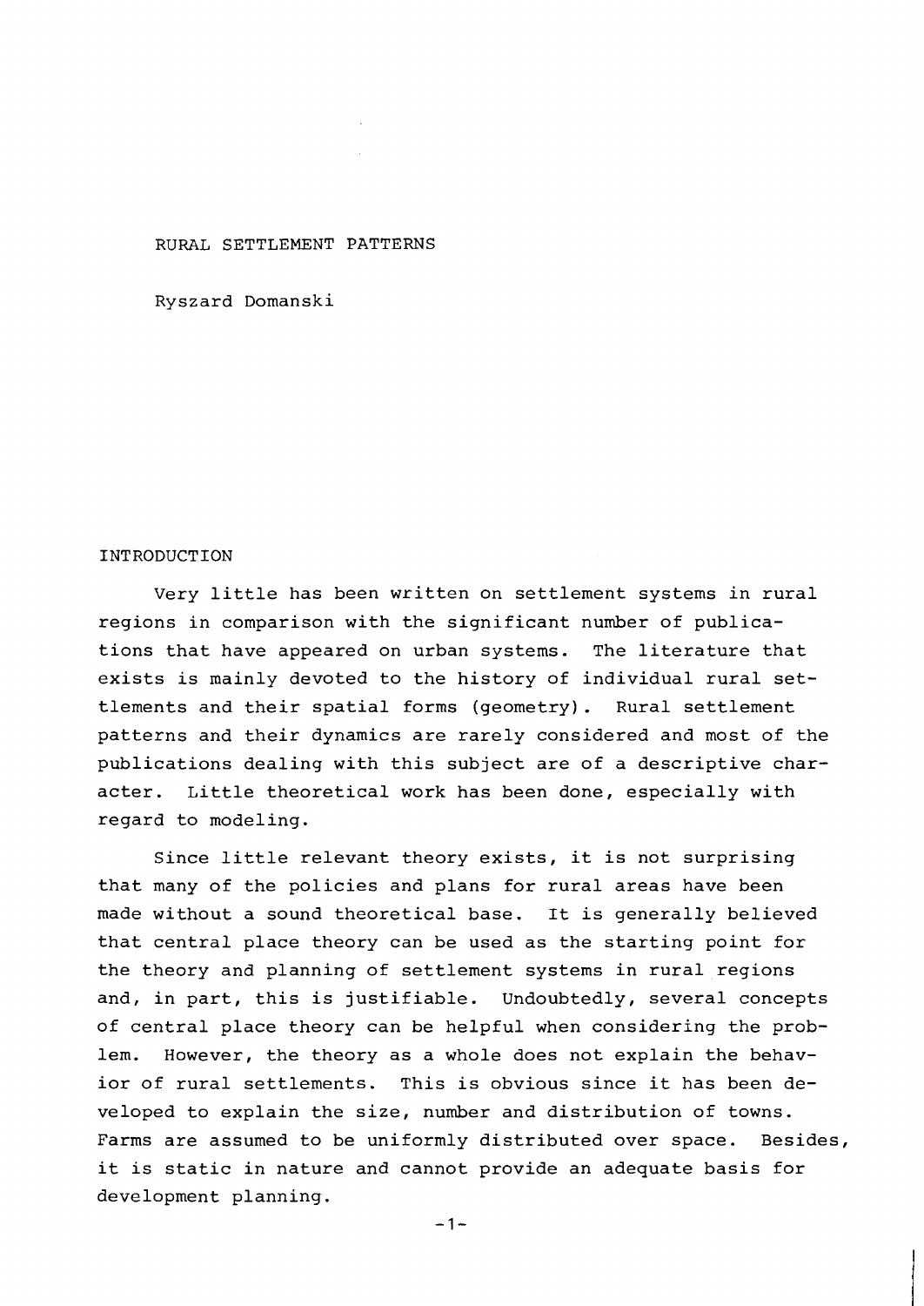# RURAL SETTLEMENT PATTERNS

Ryszard Domanski

## INTRODUCTION

Very little has been written on settlement systems in rural regions in comparison with the significant number of publications that have appeared on urban systems. The literature that exists is mainly devoted to the history of individual rural settlements and their spatial forms (geometry). Rural settlement patterns and their dynamics are rarely considered and most of the publications dealing with this subject are of a descriptive character. Little theoretical work has been done, especially with regard to modeling.

Since little relevant theory exists, it is not surprising that many of the policies and plans for rural areas have been made without a sound theoretical base. It is generally believed that central place theory can be used as the starting point for the theory and planning of settlement systems in rural regions and, in part, this is justifiable. Undoubtedly, several concepts of central place theory can be helpful when considering the problem. However, the theory as a whole does not explain the behavior of rural settlements. This is obvious since it has been developed to explain the size, number and distribution of towns. Farms are assumed to be uniformly distributed over space. Besides, it is static in nature and cannot provide an adequate basis for development planning.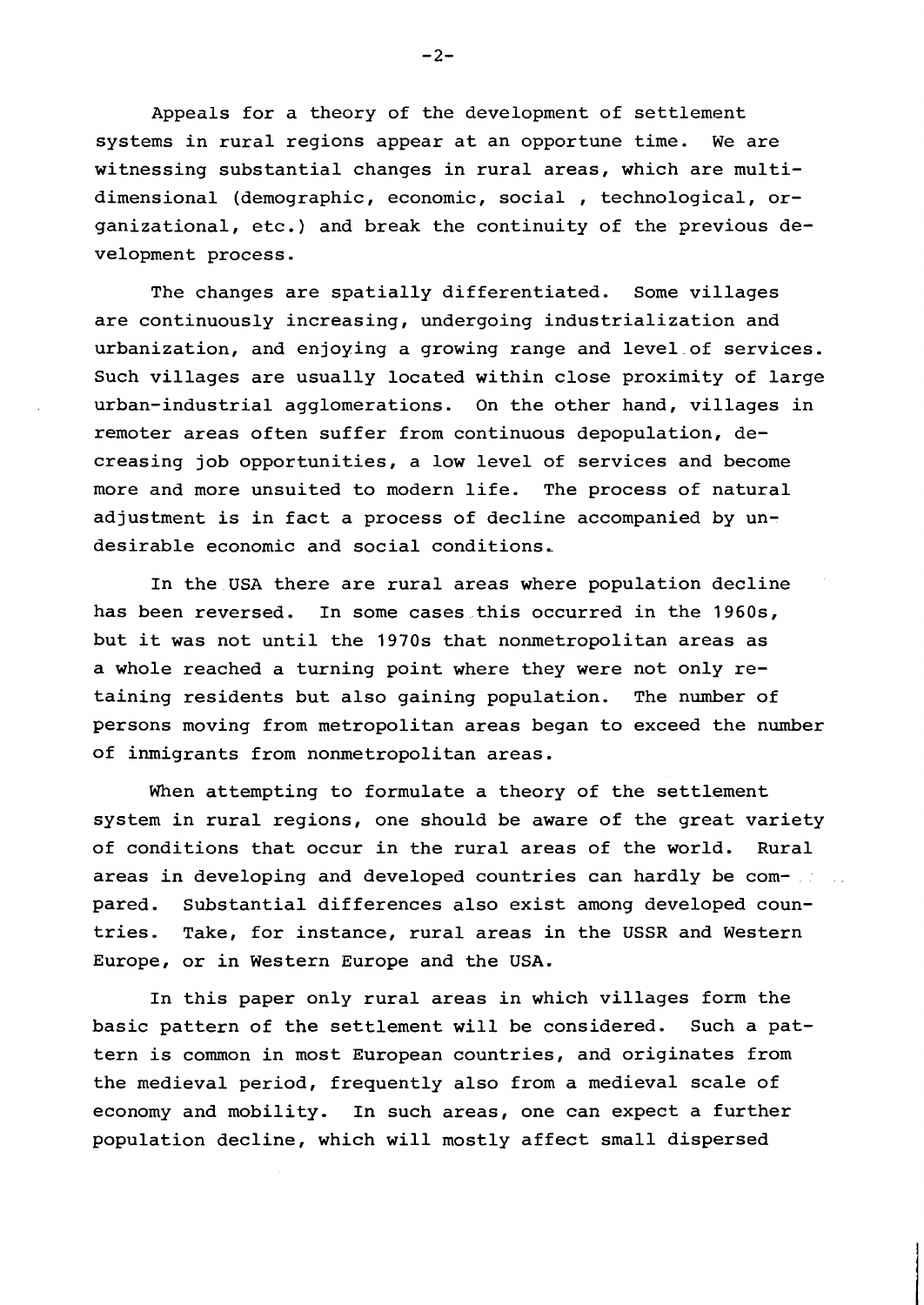Appeals for a theory of the development of settlement systems in rural regions appear at an opportune time. We are witnessing substantial changes in rural areas, which are multidimensional (demographic, economic, social , technological, organizational, etc.) and break the continuity of the previous development process.

The changes are spatially differentiated. Some villages are continuously increasing, undergoing industrialization and urbanization, and enjoying a growing range and level of services. Such villages are usually located within close proximity of large urban-industrial agglomerations. On the other hand, villages in remoter areas often suffer from continuous depopulation, decreasing job opportunities, a low level of services and become more and more unsuited to modern life. The process of natural adjustment is in fact a process of decline accompanied by undesirable economic and social conditions.

In the USA there are rural areas where population decline has been reversed. In some cases this occurred in the 1960s, but it was not until the 1970s that nonmetropolitan areas as a whole reached a turning point where they were not only retaining residents but also gaining population. The number of persons moving from metropolitan areas began to exceed the number of inmigrants from nonmetropolitan areas.

When attempting to formulate a theory of the settlement system in rural regions, one should be aware of the great variety of conditions that occur in the rural areas of the world. Rural areas in developing and developed countries can hardly be compared. Substantial differences also exist among developed countries. Take, for instance, rural areas in the USSR and Western Europe, or in Western Europe and the USA.

In this paper only rural areas in which villages form the basic pattern of the settlement will be considered. Such a pattern is common in most European countries, and originates from the medieval period, frequently also from a medieval scale of economy and mobility. In such areas, one can expect a further population decline, which will mostly affect small dispersed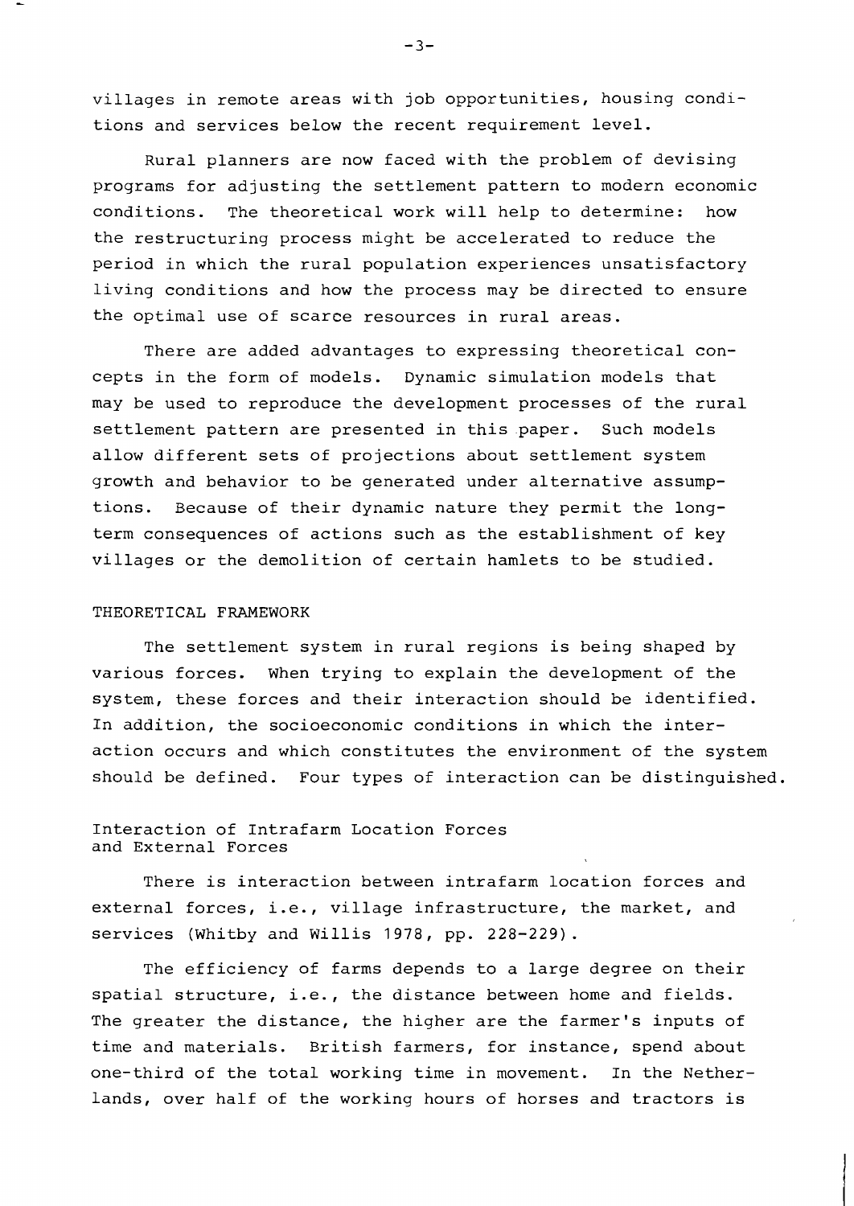villages in remote areas with job opportunities, housing conditions and services below the recent requirement level.

Rural planners are now faced with the problem of devising programs for adjusting the settlement pattern to modern economic conditions. The theoretical work will help to determine: how the restructuring process might be accelerated to reduce the period in which the rural population experiences unsatisfactory living conditions and how the process may be directed to ensure the optimal use of scarce resources in rural areas.

There are added advantages to expressing theoretical concepts in the form of models. Dynamic simulation models that may be used to reproduce the development processes of the rural settlement pattern are presented in this paper. Such models allow different sets of projections about settlement system growth and behavior to be generated under alternative assumptions. Because of their dynamic nature they permit the long-term consequences of actions such as the establishment of key villages or the demolition of certain hamlets to be studied.

## THEORETICAL FRAMEWORK

The settlement system in rural regions is being shaped by various forces. When trying to explain the development of the system, these forces and their interaction should be identified. In addition, the socioeconomic conditions in which the interaction occurs and which constitutes the environment of the system should be defined. Four types of interaction can be distinguished.

### Interaction of Intrafarm Location Forces and External Forces

There is interaction between intrafarm location forces and external forces, i.e., village infrastructure, the market, and services (Whitby and Willis 1978, pp. 228-229).

The efficiency of farms depends to a large degree on their spatial structure, i.e., the distance between home and fields. The greater the distance, the higher are the farmer's inputs of time and materials. British farmers, for instance, spend about one-third of the total working time in movement. In the Netherlands, over half of the working hours of horses and tractors is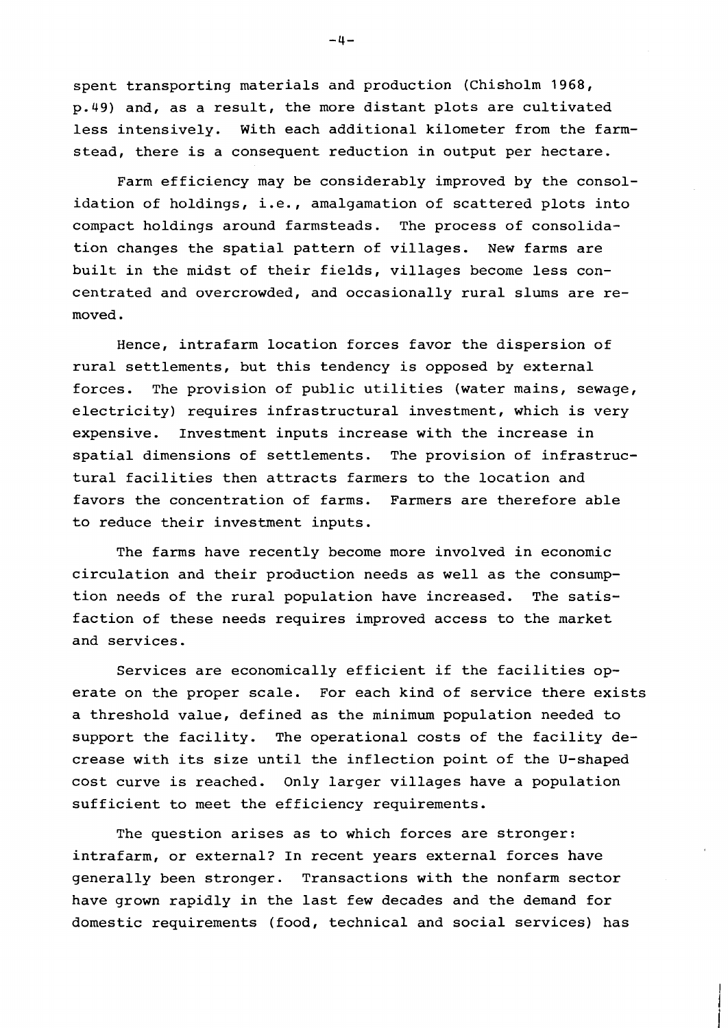spent transporting materials and production (Chisholm 1968, p.49) and, as a result, the more distant plots are cultivated less intensively. With each additional kilometer from the farmstead, there is a consequent reduction in output per hectare.

Farm efficiency may be considerably improved by the consolidation of holdings, i.e., amalgamation of scattered plots into compact holdings around farmsteads. The process of consolidation changes the spatial pattern of villages. New farms are built in the midst of their fields, villages become less concentrated and overcrowded, and occasionally rural slums are removed.

Hence, intrafarm location forces favor the dispersion of rural settlements, but this tendency is opposed by external forces. The provision of public utilities (water mains, sewage, electricity) requires infrastructural investment, which is very expensive. Investment inputs increase with the increase in spatial dimensions of settlements. The provision of infrastructural facilities then attracts farmers to the location and favors the concentration of farms. Farmers are therefore able to reduce their investment inputs.

The farms have recently become more involved in economic circulation and their production needs as well as the consumption needs of the rural population have increased. The satisfaction of these needs requires improved access to the market and services.

Services are economically efficient if the facilities operate on the proper scale. For each kind of service there exists a threshold value, defined as the minimum population needed to support the facility. The operational costs of the facility decrease with its size until the inflection point of the U-shaped cost curve is reached. Only larger villages have a population sufficient to meet the efficiency requirements.

The question arises as to which forces are stronger: intrafarm, or external? In recent years external forces have generally been stronger. Transactions with the nonfarm sector have grown rapidly in the last few decades and the demand for domestic requirements (food, technical and social services) has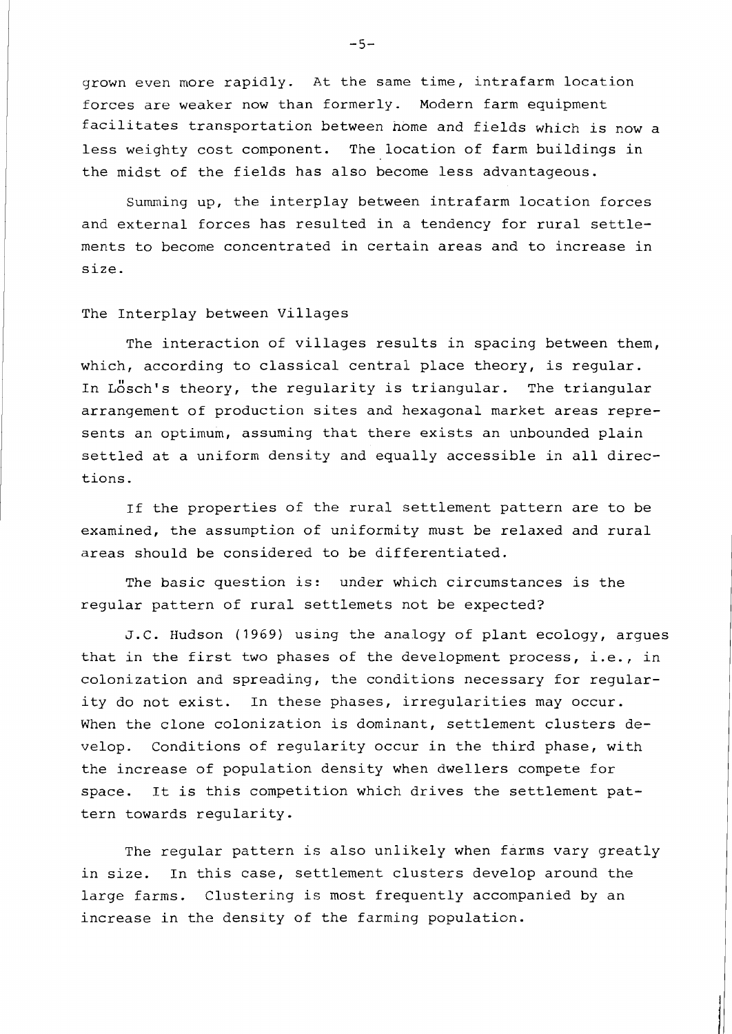grown even more rapidly. At the same time, intrafarm location forces are weaker now than formerly. Modern farm equipment facilitates transportation between home and fields which is now a less weighty cost component. The location of farm buildings in the midst of the fields has also become less advantageous.

Summing up, the interplay between intrafarm location forces and external forces has resulted in a tendency for rural settlements to become concentrated in certain areas and to increase in size.

## The Interplay between Villages

The interaction of villages results in spacing between them, which, according to classical central place theory, is regular. In Lösch's theory, the regularity is triangular. The triangular arrangement of production sites and hexagonal market areas represents an optimum, assuming that there exists an unbounded plain settled at a uniform density and equally accessible in all directions.

If the properties of the rural settlement pattern are to be examined, the assumption of uniformity must be relaxed and rural areas should be considered to be differentiated.

The basic question is: under which circumstances is the regular pattern of rural settlemets not be expected?

J.C. Hudson (1969) using the analogy of plant ecology, argues that in the first two phases of the development process, i.e., in colonization and spreading, the conditions necessary for regularity do not exist. In these phases, irregularities may occur. When the clone colonization is dominant, settlement clusters develop. Conditions of regularity occur in the third phase, with the increase of population density when dwellers compete for space. It is this competition which drives the settlement pattern towards regularity.

The regular pattern is also unlikely when farms vary greatly in size. In this case, settlement clusters develop around the large farms. Clustering is most frequently accompanied by an increase in the density of the farming population.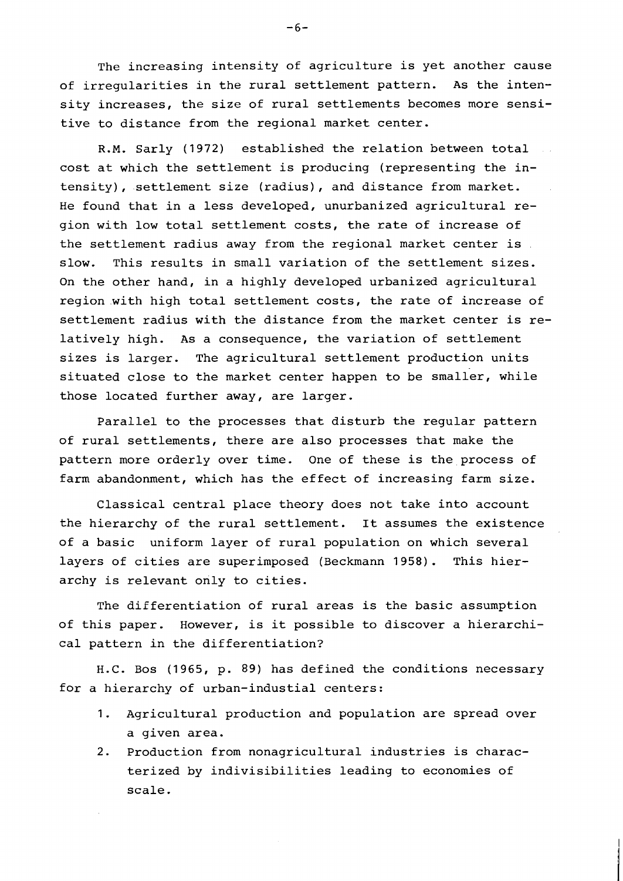The increasing intensity of agriculture is yet another cause of irregularities in the rural settlement pattern. As the intensity increases, the size of rural settlements becomes more sensitive to distance from the regional market center.

R.M. Sarly (1972) established the relation between total cost at which the settlement is producing (representing the intensity), settlement size (radius), and distance from market. He found that in a less developed, unurbanized agricultural region with low total settlement costs, the rate of increase of the settlement radius away from the regional market center is slow. This results in small variation of the settlement sizes. On the other hand, in a highly developed urbanized agricultural region with high total settlement costs, the rate of increase of settlement radius with the distance from the market center is relatively high. As a consequence, the variation of settlement sizes is larger. The agricultural settlement production units situated close to the market center happen to be smaller, while those located further away, are larger.

Parallel to the processes that disturb the regular pattern of rural settlements, there are also processes that make the pattern more orderly over time. One of these is the process of farm abandonment, which has the effect of increasing farm size.

Classical central place theory does not take into account the hierarchy of the rural settlement. It assumes the existence of a basic uniform layer of rural population on which several layers of cities are superimposed (Beckmann 1958). This hierarchy is relevant only to cities.

The differentiation of rural areas is the basic assumption of this paper. However, is it possible to discover a hierarchical pattern in the differentiation?

H.C. Bos (1965, p. 89) has defined the conditions necessary for a hierarchy of urban-industial centers:

1. Agricultural production and population are spread over a given area.
2. Production from nonagricultural industries is characterized by indivisibilities leading to economies of scale.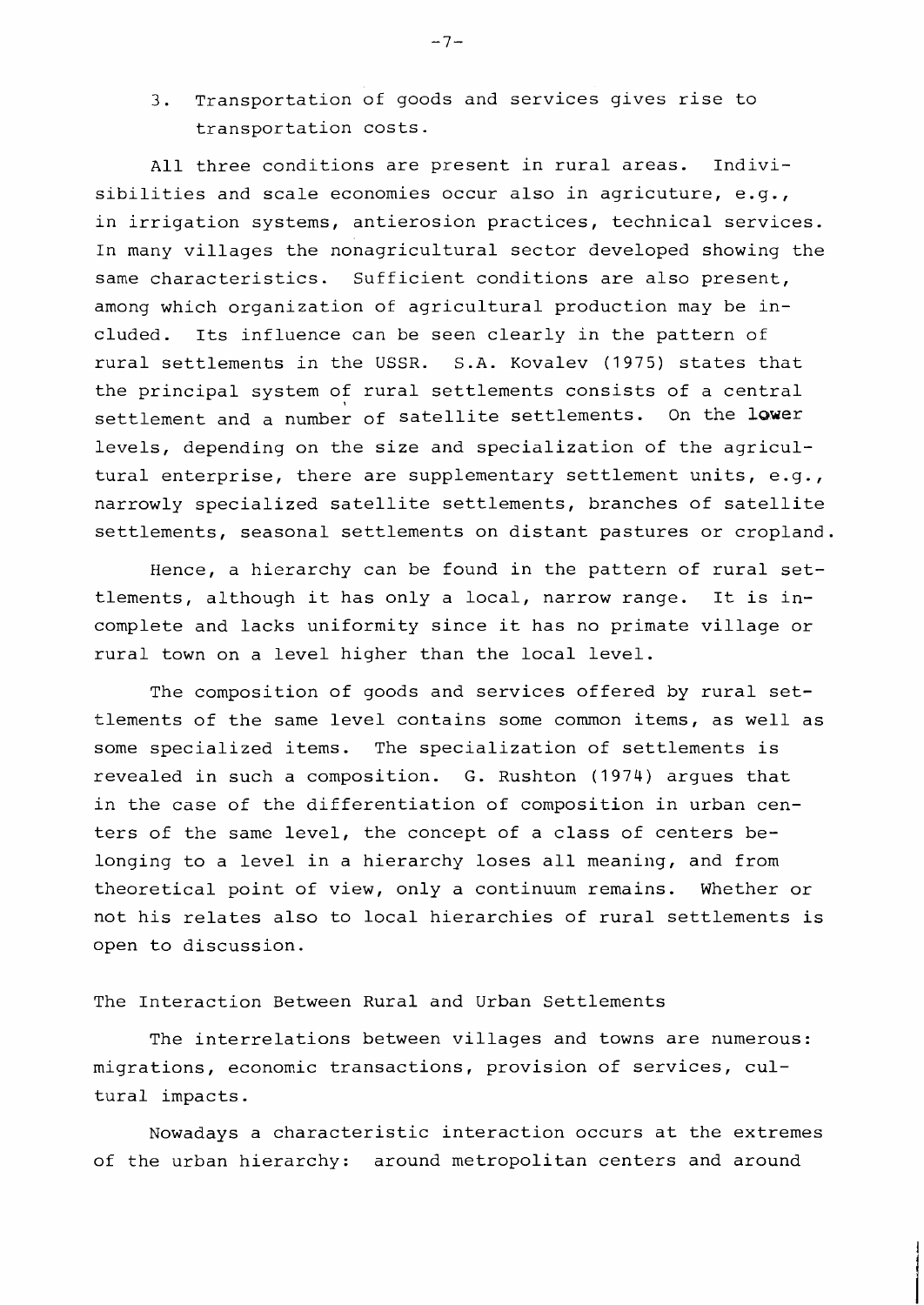3. Transportation of goods and services gives rise to transportation costs.

All three conditions are present in rural areas. Indivisibilities and scale economies occur also in agricuture, e.g., in irrigation systems, antierosion practices, technical services. In many villages the nonagricultural sector developed showing the same characteristics. Sufficient conditions are also present, among which organization of agricultural production may be included. Its influence can be seen clearly in the pattern of rural settlements in the USSR. S.A. Kovalev (1975) states that the principal system of rural settlements consists of a central settlement and a number of satellite settlements. On the lower levels, depending on the size and specialization of the agricultural enterprise, there are supplementary settlement units, e.g., narrowly specialized satellite settlements, branches of satellite settlements, seasonal settlements on distant pastures or cropland.

Hence, a hierarchy can be found in the pattern of rural settlements, although it has only a local, narrow range. It is incomplete and lacks uniformity since it has no primate village or rural town on a level higher than the local level.

The composition of goods and services offered by rural settlements of the same level contains some common items, as well as some specialized items. The specialization of settlements is revealed in such a composition. G. Rushton (1974) argues that in the case of the differentiation of composition in urban centers of the same level, the concept of a class of centers belonging to a level in a hierarchy loses all meaning, and from theoretical point of view, only a continuum remains. Whether or not his relates also to local hierarchies of rural settlements is open to discussion.

## The Interaction Between Rural and Urban Settlements

The interrelations between villages and towns are numerous: migrations, economic transactions, provision of services, cultural impacts.

Nowadays a characteristic interaction occurs at the extremes of the urban hierarchy: around metropolitan centers and around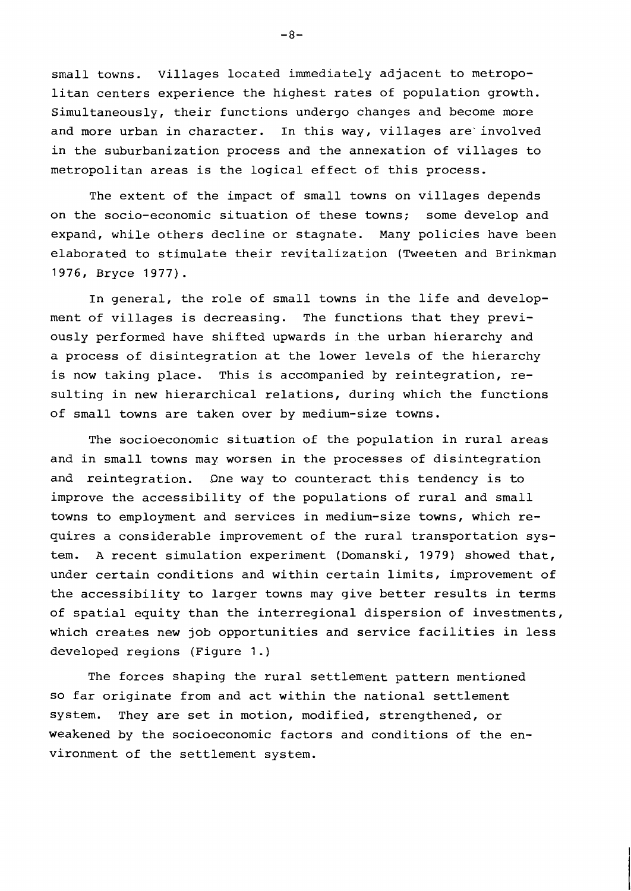small towns. Villages located immediately adjacent to metropolitan centers experience the highest rates of population growth. Simultaneously, their functions undergo changes and become more and more urban in character. In this way, villages are involved in the suburbanization process and the annexation of villages to metropolitan areas is the logical effect of this process.

The extent of the impact of small towns on villages depends on the socio-economic situation of these towns; some develop and expand, while others decline or stagnate. Many policies have been elaborated to stimulate their revitalization (Tweeten and Brinkman 1976, Bryce 1977).

In general, the role of small towns in the life and development of villages is decreasing. The functions that they previously performed have shifted upwards in the urban hierarchy and a process of disintegration at the lower levels of the hierarchy is now taking place. This is accompanied by reintegration, resulting in new hierarchical relations, during which the functions of small towns are taken over by medium-size towns.

The socioeconomic situation of the population in rural areas and in small towns may worsen in the processes of disintegration and reintegration. One way to counteract this tendency is to improve the accessibility of the populations of rural and small towns to employment and services in medium-size towns, which requires a considerable improvement of the rural transportation system. A recent simulation experiment (Domanski, 1979) showed that, under certain conditions and within certain limits, improvement of the accessibility to larger towns may give better results in terms of spatial equity than the interregional dispersion of investments, which creates new job opportunities and service facilities in less developed regions (Figure 1.)

The forces shaping the rural settlement pattern mentioned so far originate from and act within the national settlement system. They are set in motion, modified, strengthened, or weakened by the socioeconomic factors and conditions of the environment of the settlement system.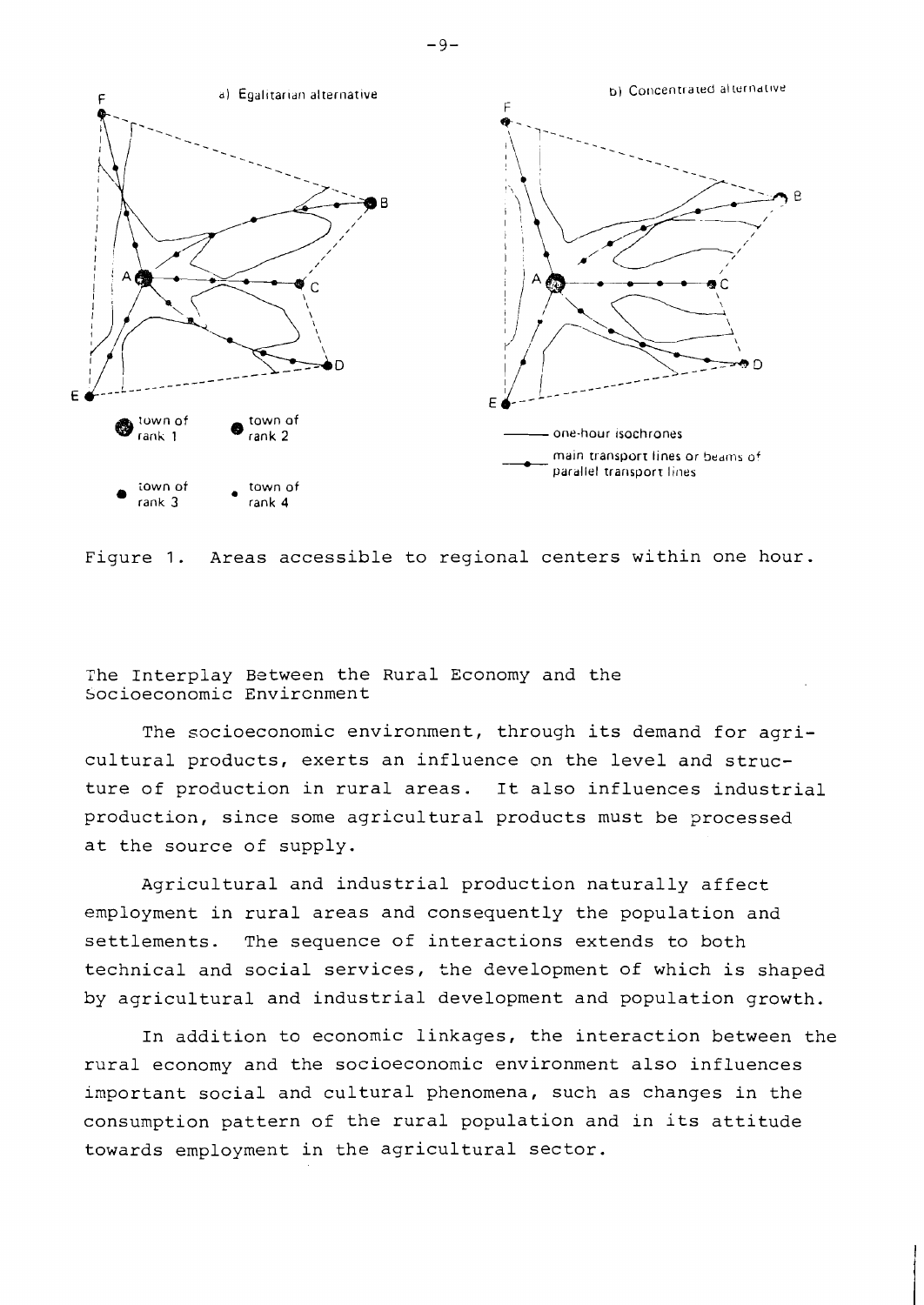a) Egalitarian alternative

b) Concentrated alternative

F B A C D E

town of rank 1
town of rank 2
town of rank 3
town of rank 4

one-hour isochrones
main transport lines or beams of parallel transport lines

Figure 1. Areas accessible to regional centers within one hour.

## The Interplay Between the Rural Economy and the Socioeconomic Environment

The socioeconomic environment, through its demand for agricultural products, exerts an influence on the level and structure of production in rural areas. It also influences industrial production, since some agricultural products must be processed at the source of supply.

Agricultural and industrial production naturally affect employment in rural areas and consequently the population and settlements. The sequence of interactions extends to both technical and social services, the development of which is shaped by agricultural and industrial development and population growth.

In addition to economic linkages, the interaction between the rural economy and the socioeconomic environment also influences important social and cultural phenomena, such as changes in the consumption pattern of the rural population and in its attitude towards employment in the agricultural sector.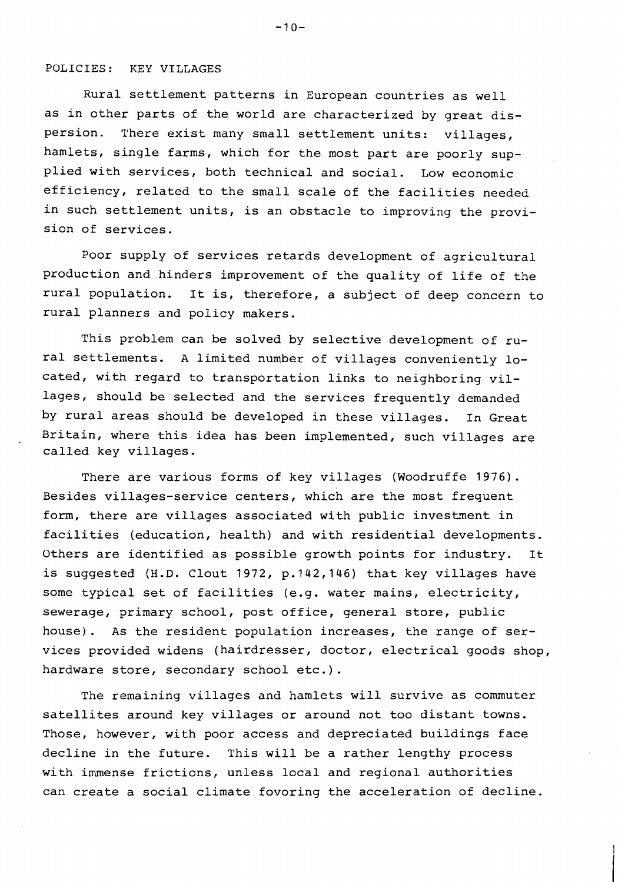## POLICIES: KEY VILLAGES

Rural settlement patterns in European countries as well as in other parts of the world are characterized by great dispersion. There exist many small settlement units: villages, hamlets, single farms, which for the most part are poorly supplied with services, both technical and social. Low economic efficiency, related to the small scale of the facilities needed in such settlement units, is an obstacle to improving the provision of services.

Poor supply of services retards development of agricultural production and hinders improvement of the quality of life of the rural population. It is, therefore, a subject of deep concern to rural planners and policy makers.

This problem can be solved by selective development of rural settlements. A limited number of villages conveniently located, with regard to transportation links to neighboring villages, should be selected and the services frequently demanded by rural areas should be developed in these villages. In Great Britain, where this idea has been implemented, such villages are called key villages.

There are various forms of key villages (Woodruffe 1976). Besides villages-service centers, which are the most frequent form, there are villages associated with public investment in facilities (education, health) and with residential developments. Others are identified as possible growth points for industry. It is suggested (H.D. Clout 1972, p.142,146) that key villages have some typical set of facilities (e.g. water mains, electricity, sewerage, primary school, post office, general store, public house). As the resident population increases, the range of services provided widens (hairdresser, doctor, electrical goods shop, hardware store, secondary school etc.).

The remaining villages and hamlets will survive as commuter satellites around key villages or around not too distant towns. Those, however, with poor access and depreciated buildings face decline in the future. This will be a rather lengthy process with immense frictions, unless local and regional authorities can create a social climate fovoring the acceleration of decline.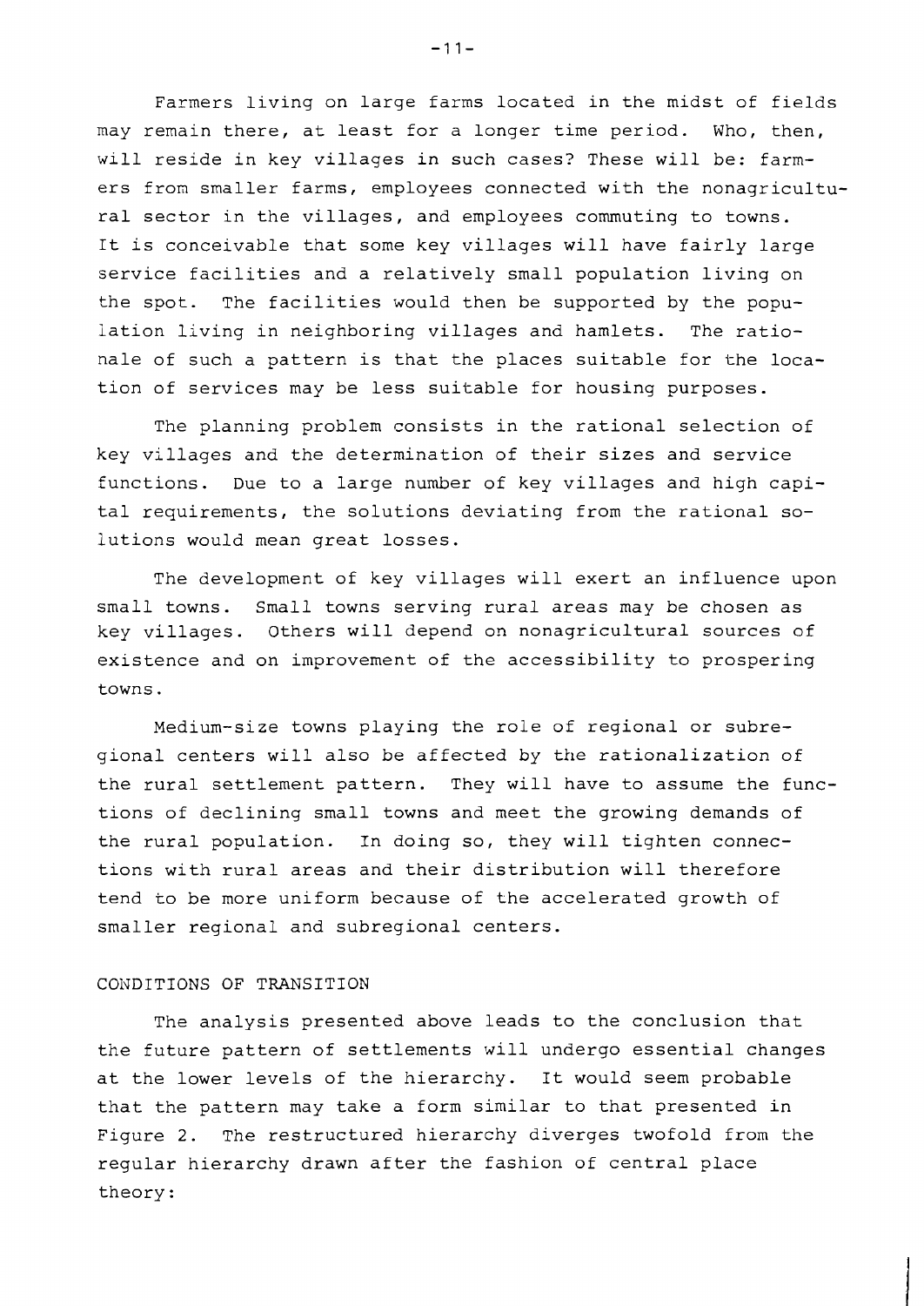Farmers living on large farms located in the midst of fields may remain there, at least for a longer time period. Who, then, will reside in key villages in such cases? These will be: farmers from smaller farms, employees connected with the nonagricultural sector in the villages, and employees commuting to towns. It is conceivable that some key villages will have fairly large service facilities and a relatively small population living on the spot. The facilities would then be supported by the population living in neighboring villages and hamlets. The rationale of such a pattern is that the places suitable for the location of services may be less suitable for housing purposes.

The planning problem consists in the rational selection of key villages and the determination of their sizes and service functions. Due to a large number of key villages and high capital requirements, the solutions deviating from the rational solutions would mean great losses.

The development of key villages will exert an influence upon small towns. Small towns serving rural areas may be chosen as key villages. Others will depend on nonagricultural sources of existence and on improvement of the accessibility to prospering towns.

Medium-size towns playing the role of regional or subregional centers will also be affected by the rationalization of the rural settlement pattern. They will have to assume the functions of declining small towns and meet the growing demands of the rural population. In doing so, they will tighten connections with rural areas and their distribution will therefore tend to be more uniform because of the accelerated growth of smaller regional and subregional centers.

## CONDITIONS OF TRANSITION

The analysis presented above leads to the conclusion that the future pattern of settlements will undergo essential changes at the lower levels of the hierarchy. It would seem probable that the pattern may take a form similar to that presented in Figure 2. The restructured hierarchy diverges twofold from the regular hierarchy drawn after the fashion of central place theory: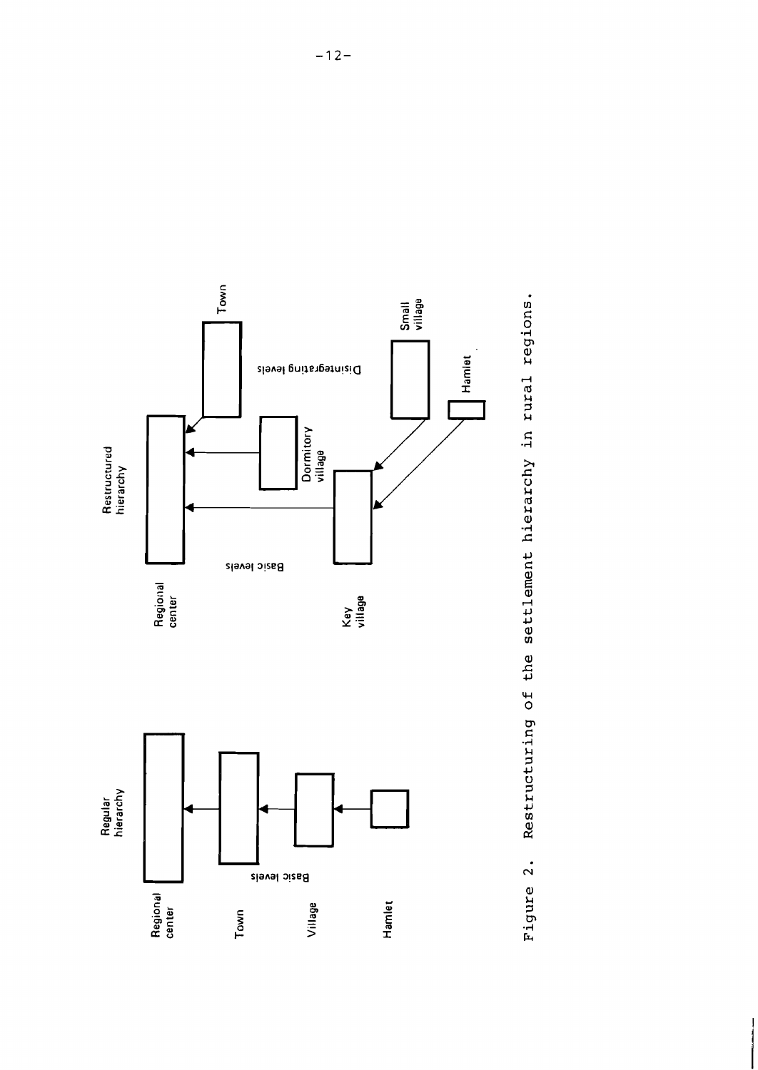Regular hierarchy

Regional center

Town

Village

Hamlet

Basic levels

Restructured hierarchy

Regional center

Key village

Basic levels

Town

Dormitory village

Disintegrating levels

Small village

Hamlet

Figure 2. Restructuring of the settlement hierarchy in rural regions.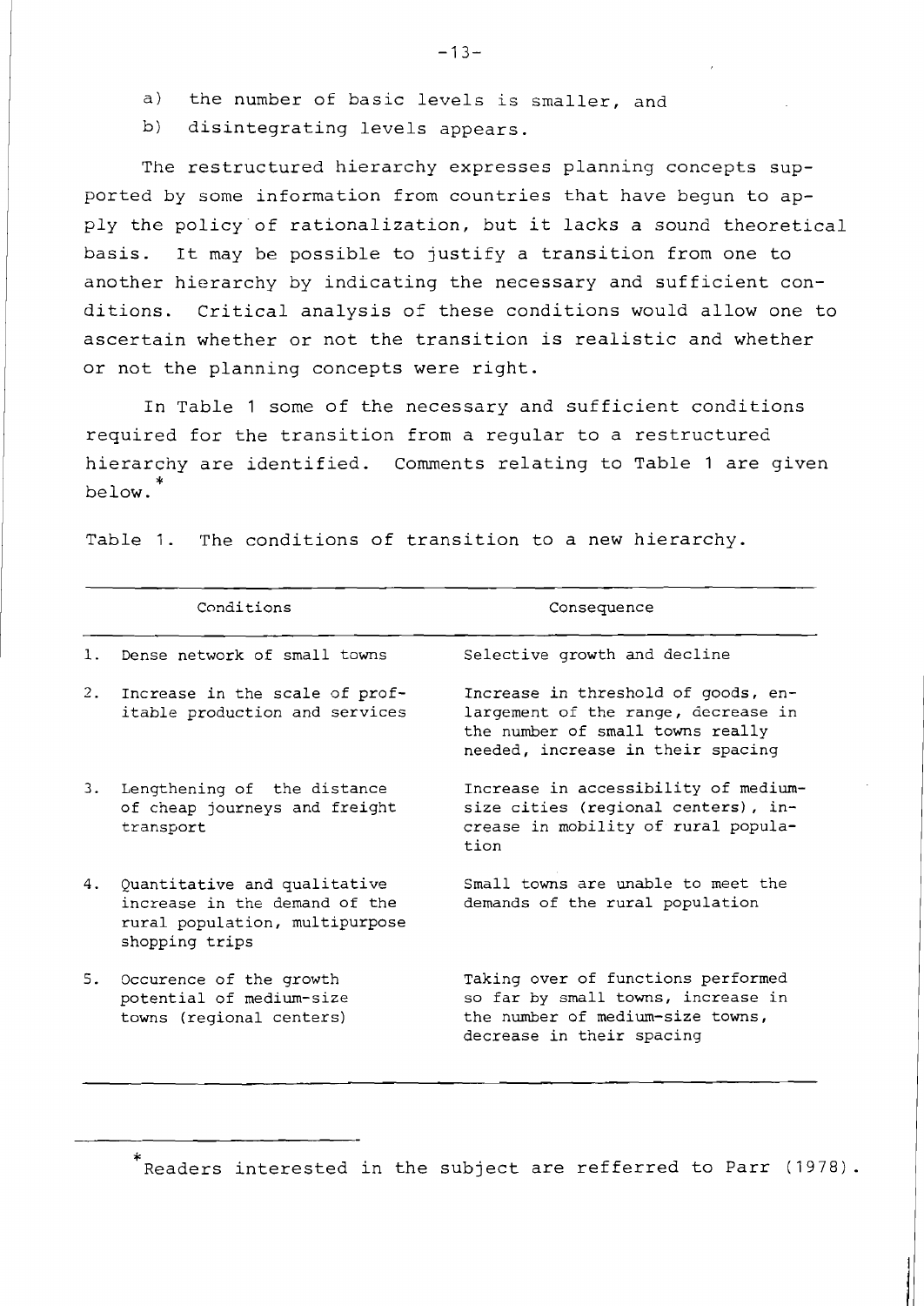a) the number of basic levels is smaller, and
b) disintegrating levels appears.

The restructured hierarchy expresses planning concepts supported by some information from countries that have begun to apply the policy of rationalization, but it lacks a sound theoretical basis. It may be possible to justify a transition from one to another hierarchy by indicating the necessary and sufficient conditions. Critical analysis of these conditions would allow one to ascertain whether or not the transition is realistic and whether or not the planning concepts were right.

In Table 1 some of the necessary and sufficient conditions required for the transition from a regular to a restructured hierarchy are identified. Comments relating to Table 1 are given below.*

Table 1. The conditions of transition to a new hierarchy.

| Conditions | Consequence |
|---|---|
| 1. Dense network of small towns | Selective growth and decline |
| 2. Increase in the scale of profitable production and services | Increase in threshold of goods, enlargement of the range, decrease in the number of small towns really needed, increase in their spacing |
| 3. Lengthening of the distance of cheap journeys and freight transport | Increase in accessibility of medium-size cities (regional centers), increase in mobility of rural population |
| 4. Quantitative and qualitative increase in the demand of the rural population, multipurpose shopping trips | Small towns are unable to meet the demands of the rural population |
| 5. Occurence of the growth potential of medium-size towns (regional centers) | Taking over of functions performed so far by small towns, increase in the number of medium-size towns, decrease in their spacing |

*Readers interested in the subject are refferred to Parr (1978).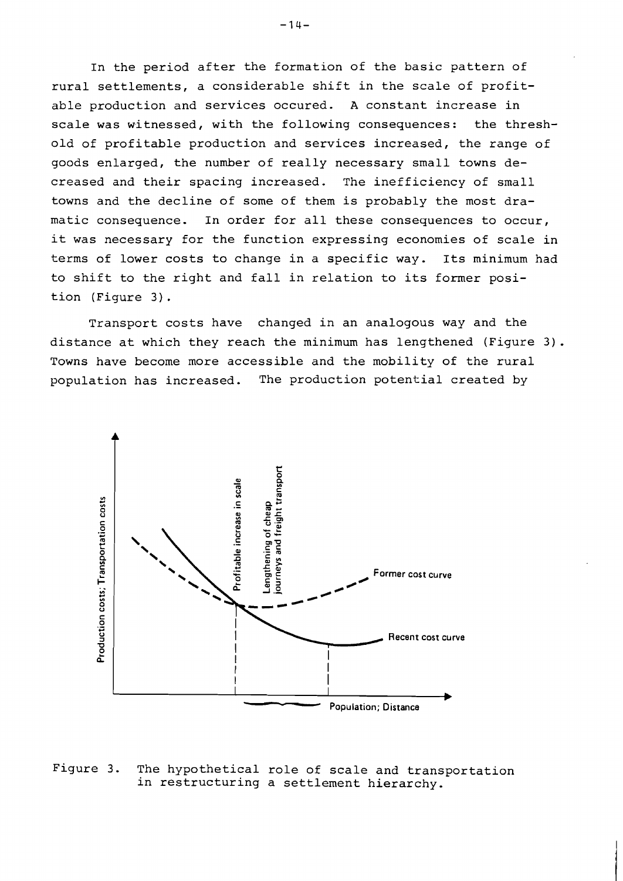In the period after the formation of the basic pattern of rural settlements, a considerable shift in the scale of profitable production and services occured. A constant increase in scale was witnessed, with the following consequences: the threshold of profitable production and services increased, the range of goods enlarged, the number of really necessary small towns decreased and their spacing increased. The inefficiency of small towns and the decline of some of them is probably the most dramatic consequence. In order for all these consequences to occur, it was necessary for the function expressing economies of scale in terms of lower costs to change in a specific way. Its minimum had to shift to the right and fall in relation to its former position (Figure 3).

Transport costs have changed in an analogous way and the distance at which they reach the minimum has lengthened (Figure 3). Towns have become more accessible and the mobility of the rural population has increased. The production potential created by

Production costs; Transportation costs

Profitable increase in scale

Lengthening of cheap journeys and freight transport

Former cost curve

Recent cost curve

Population; Distance

Figure 3. The hypothetical role of scale and transportation in restructuring a settlement hierarchy.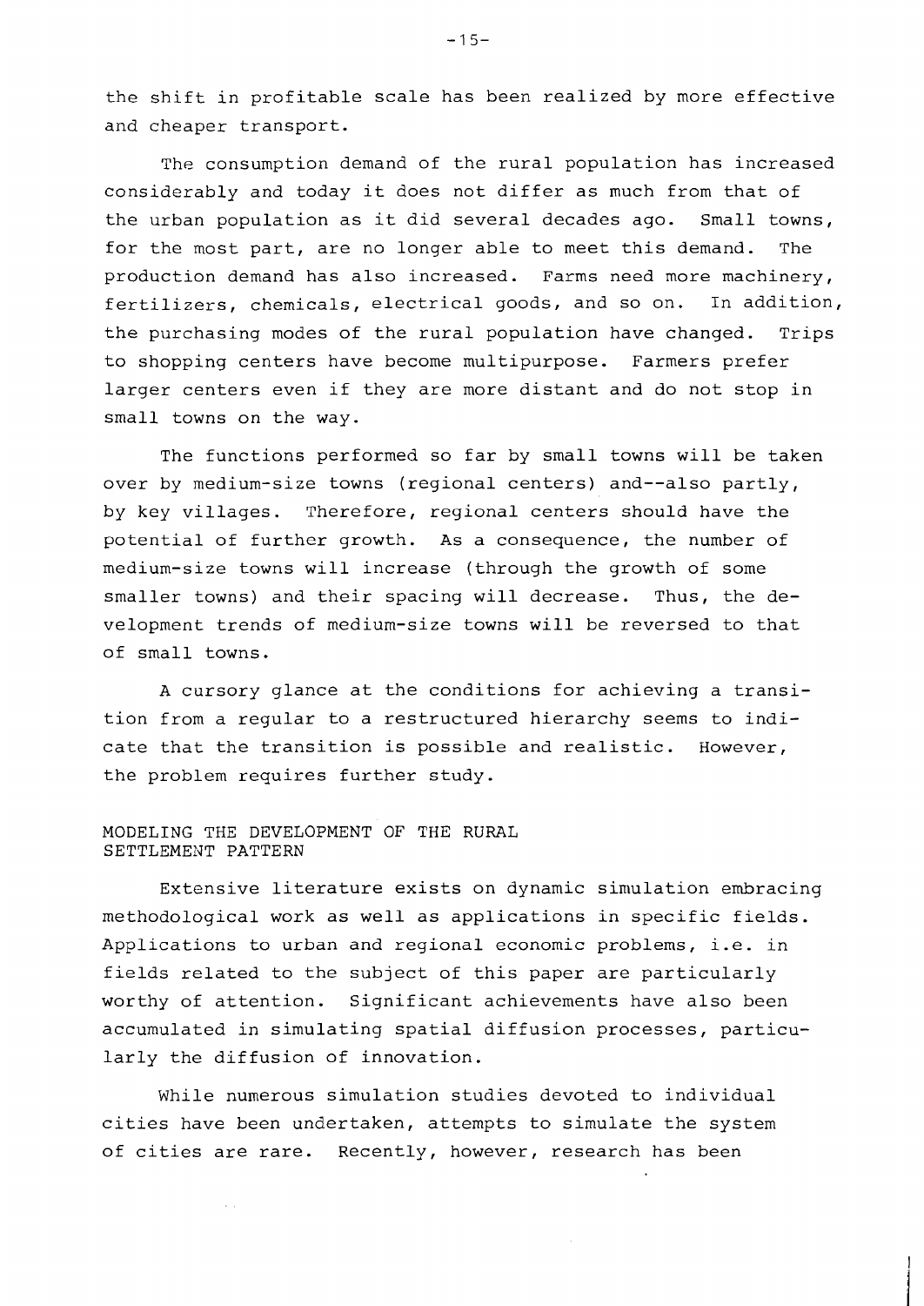the shift in profitable scale has been realized by more effective and cheaper transport.

The consumption demand of the rural population has increased considerably and today it does not differ as much from that of the urban population as it did several decades ago. Small towns, for the most part, are no longer able to meet this demand. The production demand has also increased. Farms need more machinery, fertilizers, chemicals, electrical goods, and so on. In addition, the purchasing modes of the rural population have changed. Trips to shopping centers have become multipurpose. Farmers prefer larger centers even if they are more distant and do not stop in small towns on the way.

The functions performed so far by small towns will be taken over by medium-size towns (regional centers) and--also partly, by key villages. Therefore, regional centers should have the potential of further growth. As a consequence, the number of medium-size towns will increase (through the growth of some smaller towns) and their spacing will decrease. Thus, the development trends of medium-size towns will be reversed to that of small towns.

A cursory glance at the conditions for achieving a transition from a regular to a restructured hierarchy seems to indicate that the transition is possible and realistic. However, the problem requires further study.

## MODELING THE DEVELOPMENT OF THE RURAL SETTLEMENT PATTERN

Extensive literature exists on dynamic simulation embracing methodological work as well as applications in specific fields. Applications to urban and regional economic problems, i.e. in fields related to the subject of this paper are particularly worthy of attention. Significant achievements have also been accumulated in simulating spatial diffusion processes, particularly the diffusion of innovation.

While numerous simulation studies devoted to individual cities have been undertaken, attempts to simulate the system of cities are rare. Recently, however, research has been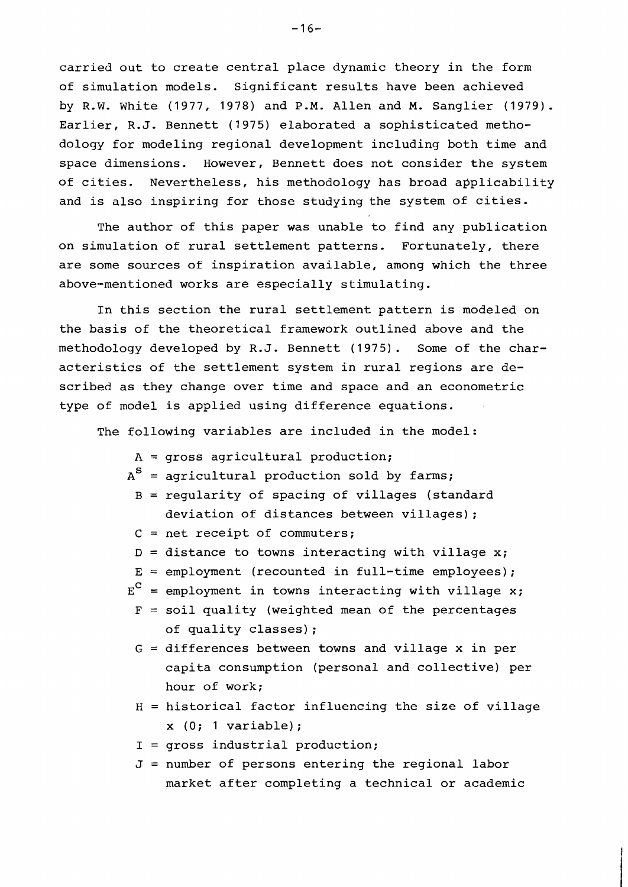carried out to create central place dynamic theory in the form of simulation models. Significant results have been achieved by R.W. White (1977, 1978) and P.M. Allen and M. Sanglier (1979). Earlier, R.J. Bennett (1975) elaborated a sophisticated methodology for modeling regional development including both time and space dimensions. However, Bennett does not consider the system of cities. Nevertheless, his methodology has broad applicability and is also inspiring for those studying the system of cities.

The author of this paper was unable to find any publication on simulation of rural settlement patterns. Fortunately, there are some sources of inspiration available, among which the three above-mentioned works are especially stimulating.

In this section the rural settlement pattern is modeled on the basis of the theoretical framework outlined above and the methodology developed by R.J. Bennett (1975). Some of the characteristics of the settlement system in rural regions are described as they change over time and space and an econometric type of model is applied using difference equations.

The following variables are included in the model:

- $A$ = gross agricultural production;
- $A^S$ = agricultural production sold by farms;
- $B$ = regularity of spacing of villages (standard deviation of distances between villages);
- $C$ = net receipt of commuters;
- $D$ = distance to towns interacting with village $x$;
- $E$ = employment (recounted in full-time employees);
- $E^C$ = employment in towns interacting with village $x$;
- $F$ = soil quality (weighted mean of the percentages of quality classes);
- $G$ = differences between towns and village $x$ in per capita consumption (personal and collective) per hour of work;
- $H$ = historical factor influencing the size of village $x$ (0; 1 variable);
- $I$ = gross industrial production;
- $J$ = number of persons entering the regional labor market after completing a technical or academic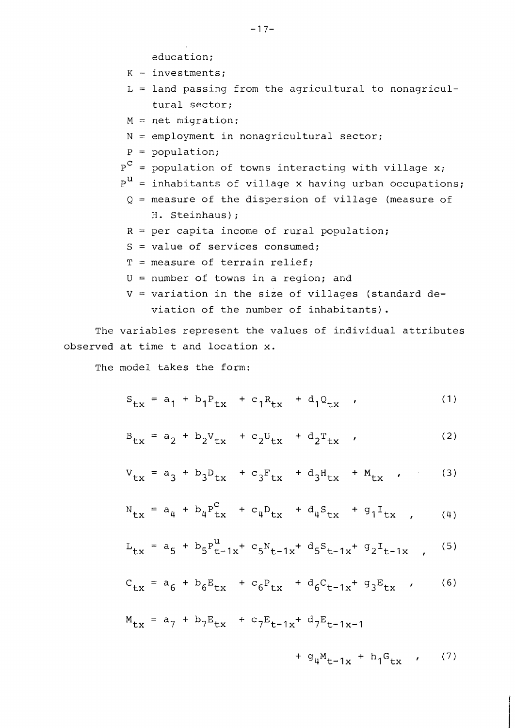education;

$K$ = investments;

$L$ = land passing from the agricultural to nonagricultural sector;

$M$ = net migration;

$N$ = employment in nonagricultural sector;

$P$ = population;

$P^c$ = population of towns interacting with village x;

$P^u$ = inhabitants of village x having urban occupations;

$Q$ = measure of the dispersion of village (measure of H. Steinhaus);

$R$ = per capita income of rural population;

$S$ = value of services consumed;

$T$ = measure of terrain relief;

$U$ = number of towns in a region; and

$V$ = variation in the size of villages (standard deviation of the number of inhabitants).

The variables represent the values of individual attributes observed at time t and location x.

The model takes the form:

$$S_{tx} = a_1 + b_1 P_{tx} + c_1 R_{tx} + d_1 Q_{tx} \quad , \tag{1}$$

$$B_{tx} = a_2 + b_2 V_{tx} + c_2 U_{tx} + d_2 T_{tx} \quad , \tag{2}$$

$$V_{tx} = a_3 + b_3 D_{tx} + c_3 F_{tx} + d_3 H_{tx} + M_{tx} \quad , \tag{3}$$

$$N_{tx} = a_4 + b_4 P^c_{tx} + c_4 D_{tx} + d_4 S_{tx} + g_1 I_{tx} \quad , \tag{4}$$

$$L_{tx} = a_5 + b_5 P^u_{t-1x} + c_5 N_{t-1x} + d_5 S_{t-1x} + g_2 I_{t-1x} \quad , \tag{5}$$

$$C_{tx} = a_6 + b_6 E_{tx} + c_6 P_{tx} + d_6 C_{t-1x} + g_3 E_{tx} \quad , \tag{6}$$

$$M_{tx} = a_7 + b_7 E_{tx} + c_7 E_{t-1x} + d_7 E_{t-1x-1} + g_4 M_{t-1x} + h_1 G_{tx} \quad , \tag{7}$$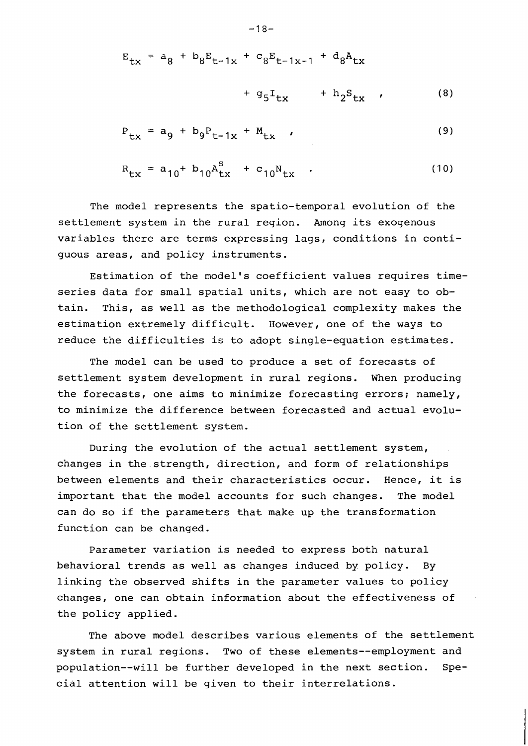$$E_{tx} = a_8 + b_8 E_{t-1x} + c_8 E_{t-1x-1} + d_8 A_{tx} + g_5 I_{tx} + h_2 S_{tx} \quad , \tag{8}$$

$$P_{tx} = a_9 + b_9 P_{t-1x} + M_{tx} \quad , \tag{9}$$

$$R_{tx} = a_{10} + b_{10} A^S_{tx} + c_{10} N_{tx} \quad . \tag{10}$$

The model represents the spatio-temporal evolution of the settlement system in the rural region. Among its exogenous variables there are terms expressing lags, conditions in contiguous areas, and policy instruments.

Estimation of the model's coefficient values requires time-series data for small spatial units, which are not easy to obtain. This, as well as the methodological complexity makes the estimation extremely difficult. However, one of the ways to reduce the difficulties is to adopt single-equation estimates.

The model can be used to produce a set of forecasts of settlement system development in rural regions. When producing the forecasts, one aims to minimize forecasting errors; namely, to minimize the difference between forecasted and actual evolution of the settlement system.

During the evolution of the actual settlement system, changes in the strength, direction, and form of relationships between elements and their characteristics occur. Hence, it is important that the model accounts for such changes. The model can do so if the parameters that make up the transformation function can be changed.

Parameter variation is needed to express both natural behavioral trends as well as changes induced by policy. By linking the observed shifts in the parameter values to policy changes, one can obtain information about the effectiveness of the policy applied.

The above model describes various elements of the settlement system in rural regions. Two of these elements--employment and population--will be further developed in the next section. Special attention will be given to their interrelations.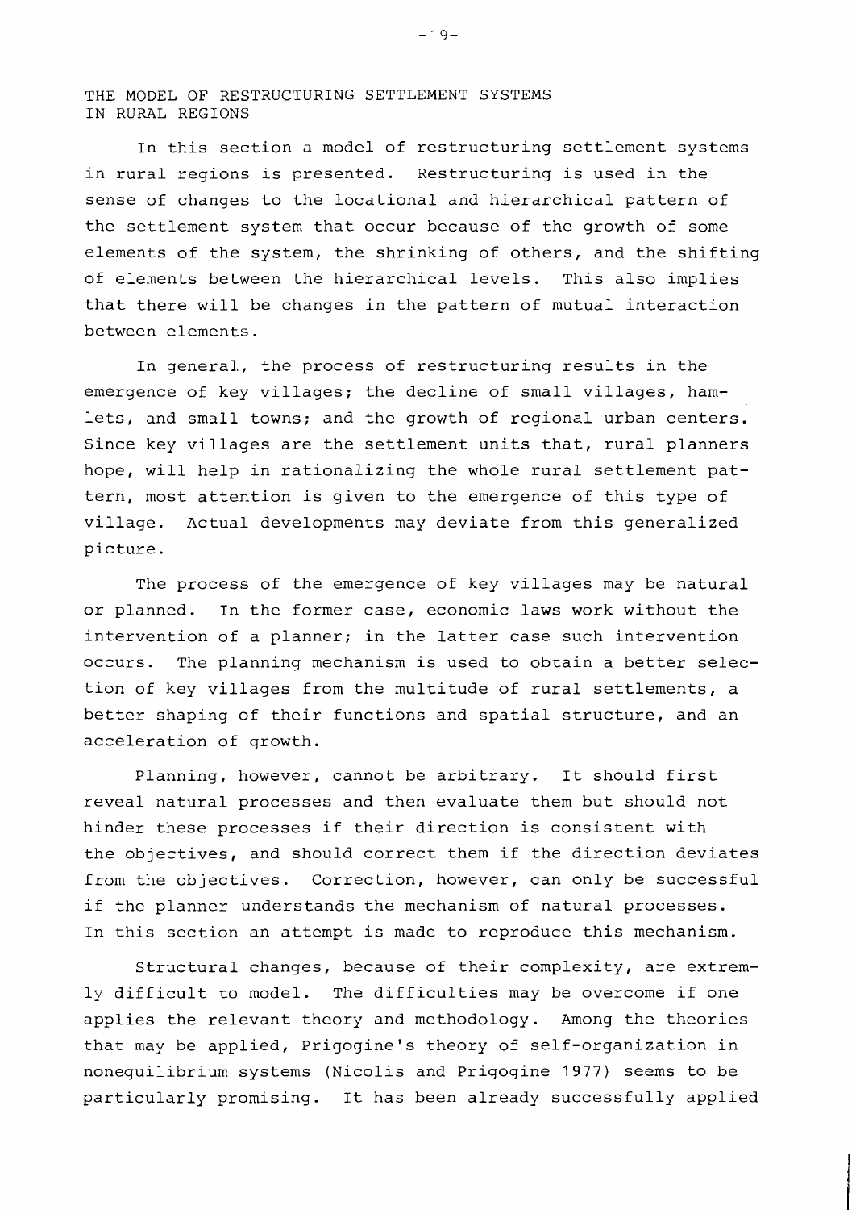# THE MODEL OF RESTRUCTURING SETTLEMENT SYSTEMS IN RURAL REGIONS

In this section a model of restructuring settlement systems in rural regions is presented. Restructuring is used in the sense of changes to the locational and hierarchical pattern of the settlement system that occur because of the growth of some elements of the system, the shrinking of others, and the shifting of elements between the hierarchical levels. This also implies that there will be changes in the pattern of mutual interaction between elements.

In general, the process of restructuring results in the emergence of key villages; the decline of small villages, hamlets, and small towns; and the growth of regional urban centers. Since key villages are the settlement units that, rural planners hope, will help in rationalizing the whole rural settlement pattern, most attention is given to the emergence of this type of village. Actual developments may deviate from this generalized picture.

The process of the emergence of key villages may be natural or planned. In the former case, economic laws work without the intervention of a planner; in the latter case such intervention occurs. The planning mechanism is used to obtain a better selection of key villages from the multitude of rural settlements, a better shaping of their functions and spatial structure, and an acceleration of growth.

Planning, however, cannot be arbitrary. It should first reveal natural processes and then evaluate them but should not hinder these processes if their direction is consistent with the objectives, and should correct them if the direction deviates from the objectives. Correction, however, can only be successful if the planner understands the mechanism of natural processes. In this section an attempt is made to reproduce this mechanism.

Structural changes, because of their complexity, are extremly difficult to model. The difficulties may be overcome if one applies the relevant theory and methodology. Among the theories that may be applied, Prigogine's theory of self-organization in nonequilibrium systems (Nicolis and Prigogine 1977) seems to be particularly promising. It has been already successfully applied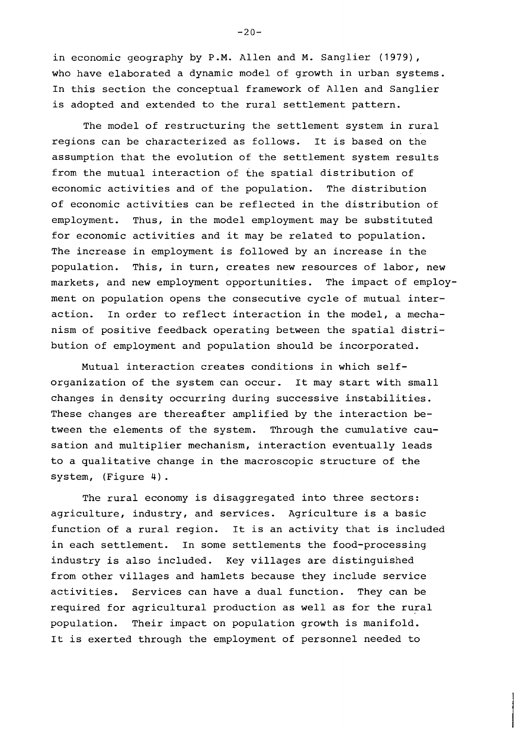in economic geography by P.M. Allen and M. Sanglier (1979), who have elaborated a dynamic model of growth in urban systems. In this section the conceptual framework of Allen and Sanglier is adopted and extended to the rural settlement pattern.

The model of restructuring the settlement system in rural regions can be characterized as follows. It is based on the assumption that the evolution of the settlement system results from the mutual interaction of the spatial distribution of economic activities and of the population. The distribution of economic activities can be reflected in the distribution of employment. Thus, in the model employment may be substituted for economic activities and it may be related to population. The increase in employment is followed by an increase in the population. This, in turn, creates new resources of labor, new markets, and new employment opportunities. The impact of employment on population opens the consecutive cycle of mutual interaction. In order to reflect interaction in the model, a mechanism of positive feedback operating between the spatial distribution of employment and population should be incorporated.

Mutual interaction creates conditions in which self-organization of the system can occur. It may start with small changes in density occurring during successive instabilities. These changes are thereafter amplified by the interaction between the elements of the system. Through the cumulative causation and multiplier mechanism, interaction eventually leads to a qualitative change in the macroscopic structure of the system, (Figure 4).

The rural economy is disaggregated into three sectors: agriculture, industry, and services. Agriculture is a basic function of a rural region. It is an activity that is included in each settlement. In some settlements the food-processing industry is also included. Key villages are distinguished from other villages and hamlets because they include service activities. Services can have a dual function. They can be required for agricultural production as well as for the rural population. Their impact on population growth is manifold. It is exerted through the employment of personnel needed to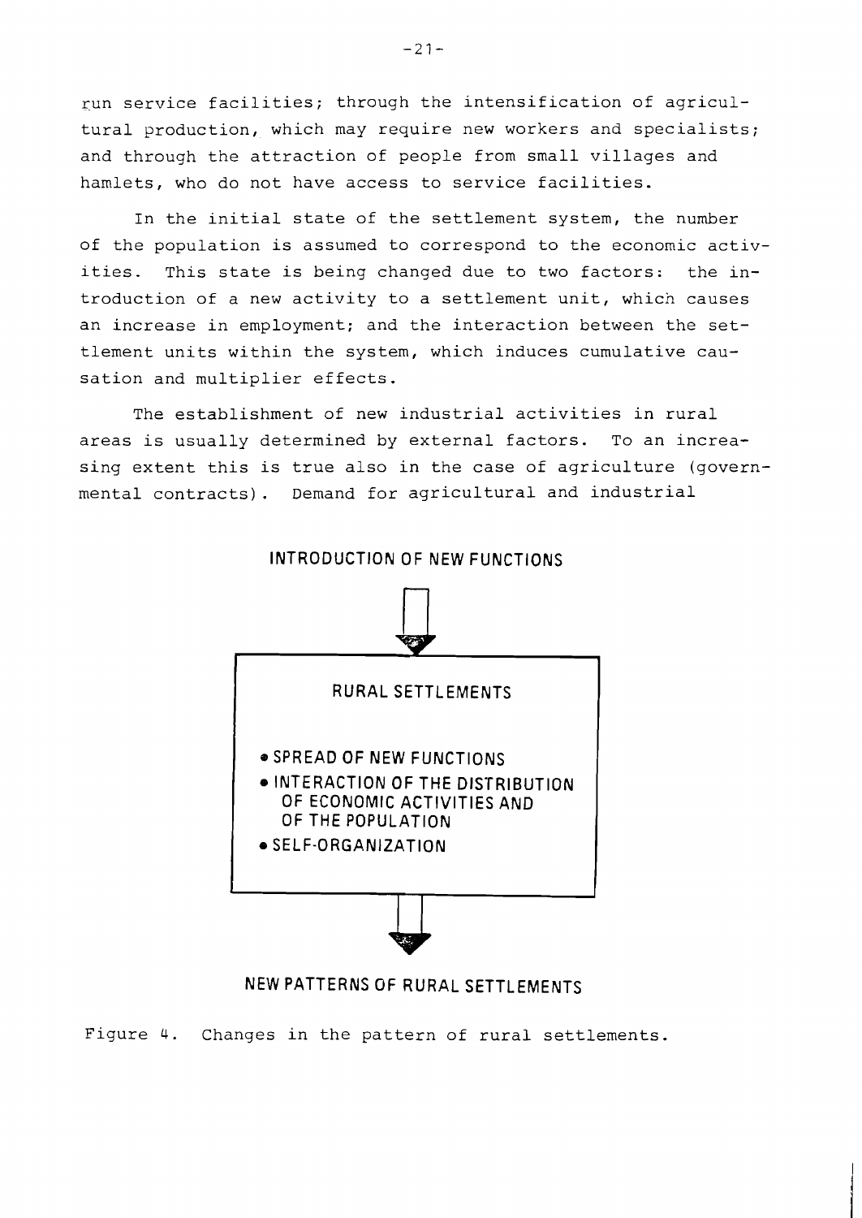run service facilities; through the intensification of agricultural production, which may require new workers and specialists; and through the attraction of people from small villages and hamlets, who do not have access to service facilities.

In the initial state of the settlement system, the number of the population is assumed to correspond to the economic activities. This state is being changed due to two factors: the introduction of a new activity to a settlement unit, which causes an increase in employment; and the interaction between the settlement units within the system, which induces cumulative causation and multiplier effects.

The establishment of new industrial activities in rural areas is usually determined by external factors. To an increasing extent this is true also in the case of agriculture (governmental contracts). Demand for agricultural and industrial

INTRODUCTION OF NEW FUNCTIONS

RURAL SETTLEMENTS

- SPREAD OF NEW FUNCTIONS
- INTERACTION OF THE DISTRIBUTION OF ECONOMIC ACTIVITIES AND OF THE POPULATION
- SELF-ORGANIZATION

NEW PATTERNS OF RURAL SETTLEMENTS

Figure 4. Changes in the pattern of rural settlements.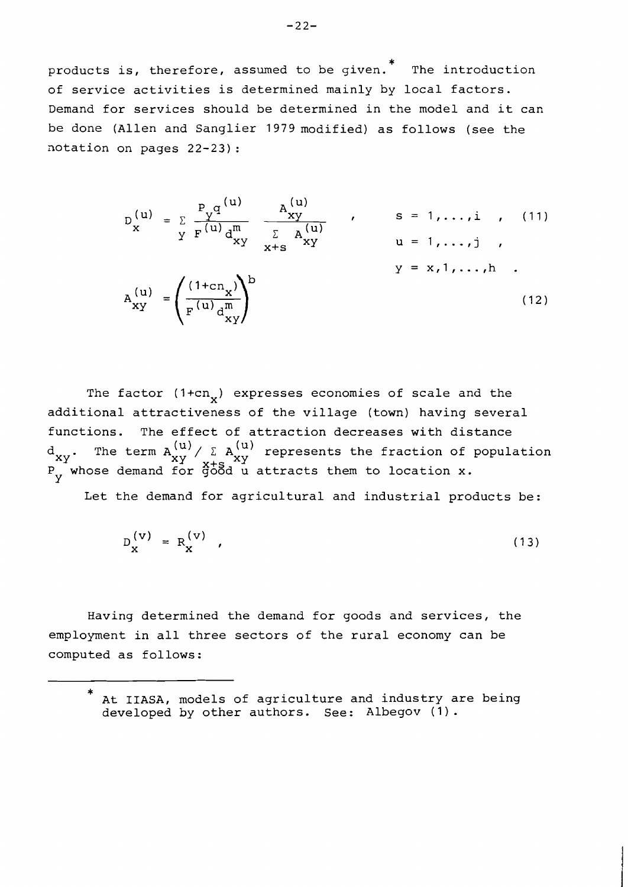products is, therefore, assumed to be given.* The introduction of service activities is determined mainly by local factors. Demand for services should be determined in the model and it can be done (Allen and Sanglier 1979 modified) as follows (see the notation on pages 22-23):

$$D_x^{(u)} = \sum_y \frac{P_y q^{(u)}}{F^{(u)} d_{xy}^m} \frac{A_{xy}^{(u)}}{\sum_{x+s} A_{xy}^{(u)}} \quad , \qquad \begin{array}{l} s = 1,\ldots,i \quad , \\ u = 1,\ldots,j \quad , \\ y = x,1,\ldots,h \quad . \end{array} \qquad (11)$$

$$A_{xy}^{(u)} = \left( \frac{(1+cn_x)}{F^{(u)} d_{xy}^m} \right)^b \qquad (12)$$

The factor $(1+cn_x)$ expresses economies of scale and the additional attractiveness of the village (town) having several functions. The effect of attraction decreases with distance $d_{xy}$. The term $A_{xy}^{(u)} / \sum_{x+s} A_{xy}^{(u)}$ represents the fraction of population $P_y$ whose demand for good u attracts them to location x.

Let the demand for agricultural and industrial products be:

$$D_x^{(v)} = R_x^{(v)} \quad , \qquad (13)$$

Having determined the demand for goods and services, the employment in all three sectors of the rural economy can be computed as follows:

---

* At IIASA, models of agriculture and industry are being developed by other authors. See: Albegov (1).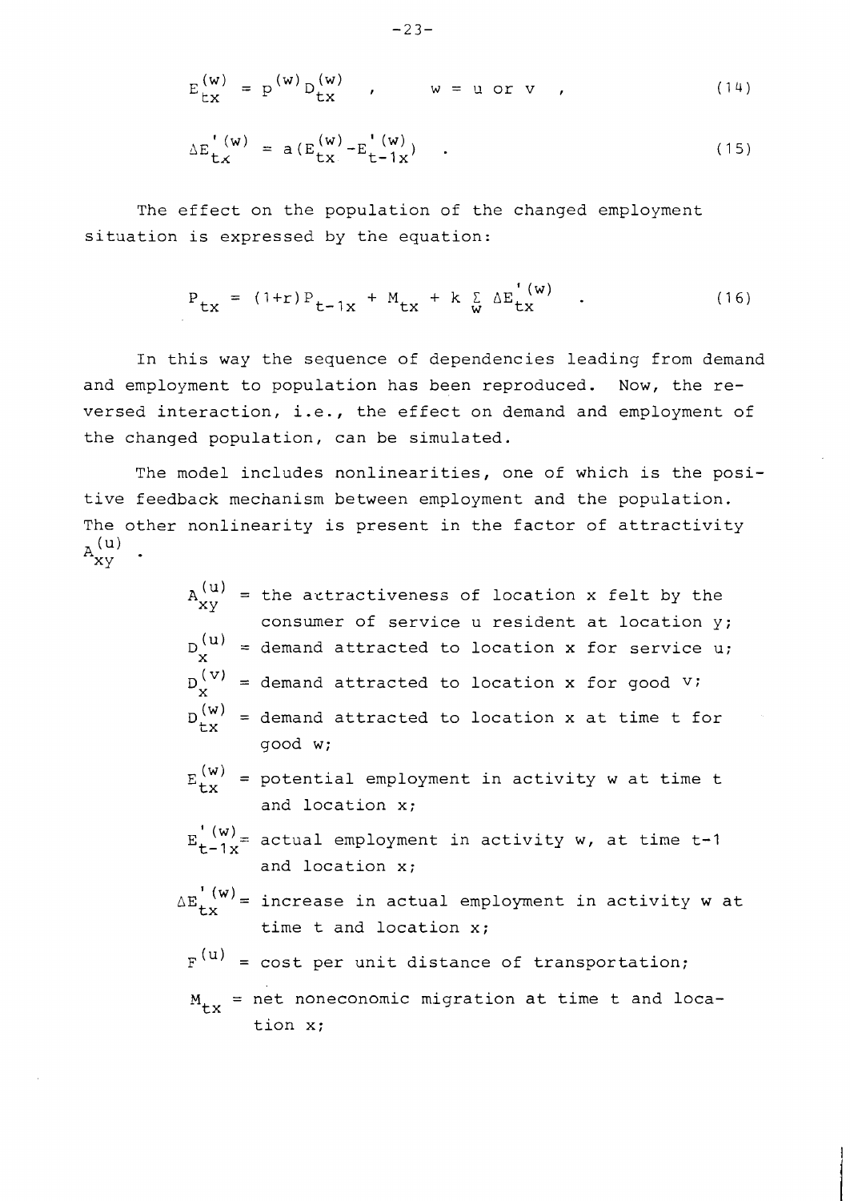$$E_{tx}^{(w)} = p^{(w)} D_{tx}^{(w)} \quad , \qquad w = u \text{ or } v \quad , \tag{14}$$

$$\Delta E_{tx}^{'(w)} = a(E_{tx}^{(w)} - E_{t-1x}^{'(w)}) \quad . \tag{15}$$

The effect on the population of the changed employment situation is expressed by the equation:

$$P_{tx} = (1+r)P_{t-1x} + M_{tx} + k \sum_{w} \Delta E_{tx}^{'(w)} \quad . \tag{16}$$

In this way the sequence of dependencies leading from demand and employment to population has been reproduced. Now, the reversed interaction, i.e., the effect on demand and employment of the changed population, can be simulated.

The model includes nonlinearities, one of which is the positive feedback mechanism between employment and the population. The other nonlinearity is present in the factor of attractivity $A_{xy}^{(u)}$ .

- $A_{xy}^{(u)}$ = the attractiveness of location x felt by the consumer of service u resident at location y;
- $D_{x}^{(u)}$ = demand attracted to location x for service u;
- $D_{x}^{(v)}$ = demand attracted to location x for good v;
- $D_{tx}^{(w)}$ = demand attracted to location x at time t for good w;
- $E_{tx}^{(w)}$ = potential employment in activity w at time t and location x;
- $E_{t-1x}^{'(w)}$ = actual employment in activity w, at time t-1 and location x;
- $\Delta E_{tx}^{'(w)}$ = increase in actual employment in activity w at time t and location x;
- $F^{(u)}$ = cost per unit distance of transportation;
- $M_{tx}$ = net noneconomic migration at time t and location x;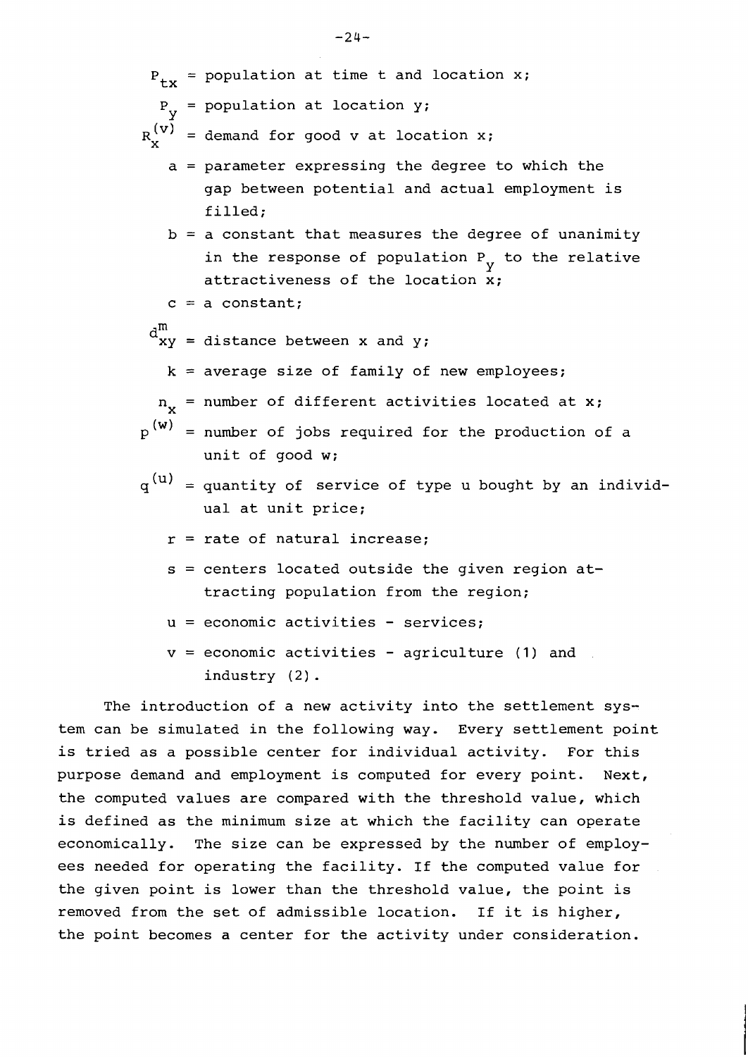$P_{tx}$ = population at time t and location x;

$P_y$ = population at location y;

$R_x^{(v)}$ = demand for good v at location x;

a = parameter expressing the degree to which the gap between potential and actual employment is filled;

b = a constant that measures the degree of unanimity in the response of population $P_y$ to the relative attractiveness of the location x;

c = a constant;

$d_{xy}^m$ = distance between x and y;

k = average size of family of new employees;

$n_x$ = number of different activities located at x;

$p^{(w)}$ = number of jobs required for the production of a unit of good w;

$q^{(u)}$ = quantity of service of type u bought by an individual at unit price;

r = rate of natural increase;

s = centers located outside the given region attracting population from the region;

u = economic activities - services;

v = economic activities - agriculture (1) and industry (2).

The introduction of a new activity into the settlement system can be simulated in the following way. Every settlement point is tried as a possible center for individual activity. For this purpose demand and employment is computed for every point. Next, the computed values are compared with the threshold value, which is defined as the minimum size at which the facility can operate economically. The size can be expressed by the number of employees needed for operating the facility. If the computed value for the given point is lower than the threshold value, the point is removed from the set of admissible location. If it is higher, the point becomes a center for the activity under consideration.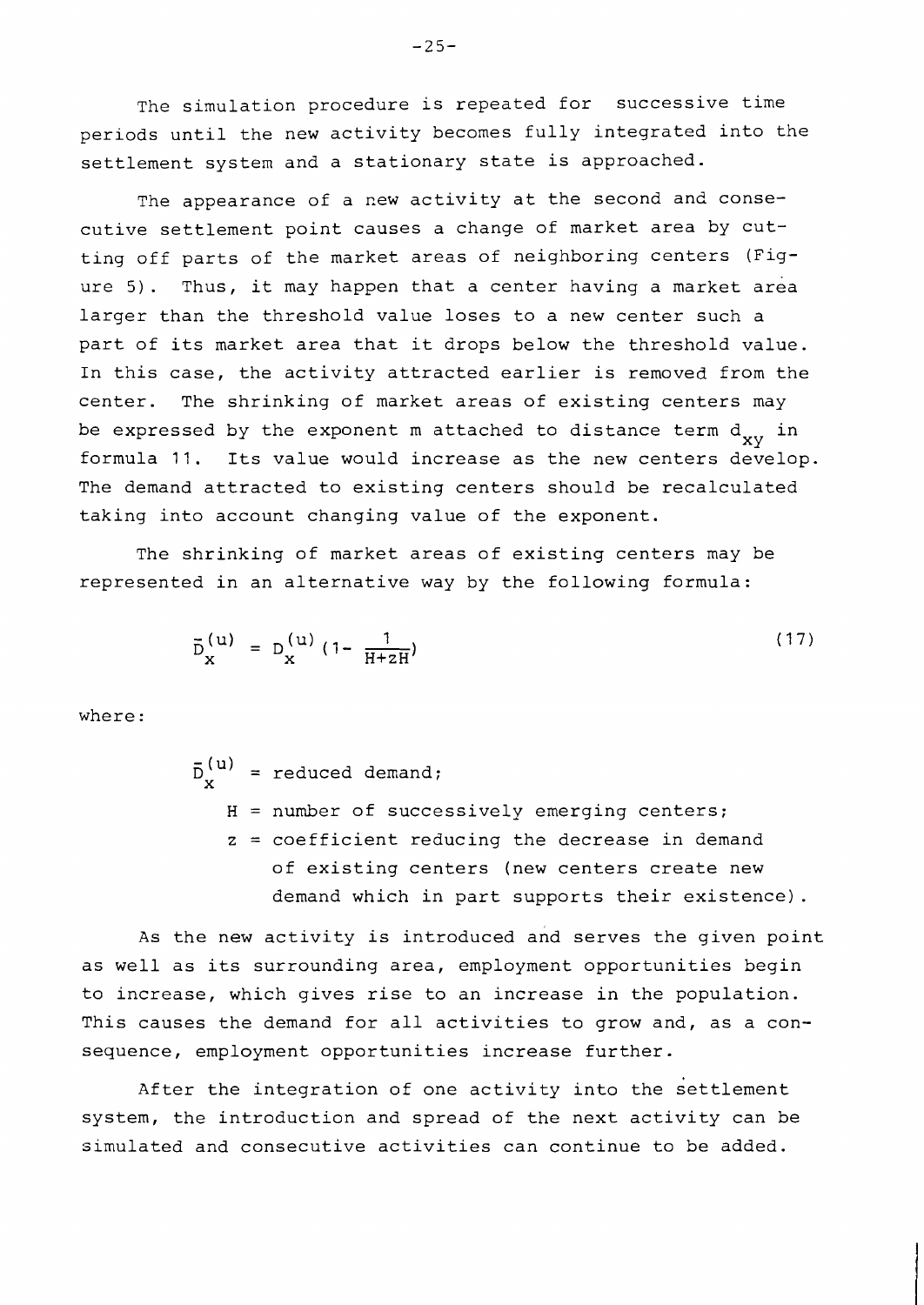The simulation procedure is repeated for successive time periods until the new activity becomes fully integrated into the settlement system and a stationary state is approached.

The appearance of a new activity at the second and consecutive settlement point causes a change of market area by cutting off parts of the market areas of neighboring centers (Figure 5). Thus, it may happen that a center having a market area larger than the threshold value loses to a new center such a part of its market area that it drops below the threshold value. In this case, the activity attracted earlier is removed from the center. The shrinking of market areas of existing centers may be expressed by the exponent m attached to distance term $d_{xy}$ in formula 11. Its value would increase as the new centers develop. The demand attracted to existing centers should be recalculated taking into account changing value of the exponent.

The shrinking of market areas of existing centers may be represented in an alternative way by the following formula:

$$\bar{D}_x^{(u)} = D_x^{(u)} \left(1 - \frac{1}{H+zH}\right) \tag{17}$$

where:

$\bar{D}_x^{(u)}$ = reduced demand;

$H$ = number of successively emerging centers;

$z$ = coefficient reducing the decrease in demand of existing centers (new centers create new demand which in part supports their existence).

As the new activity is introduced and serves the given point as well as its surrounding area, employment opportunities begin to increase, which gives rise to an increase in the population. This causes the demand for all activities to grow and, as a consequence, employment opportunities increase further.

After the integration of one activity into the settlement system, the introduction and spread of the next activity can be simulated and consecutive activities can continue to be added.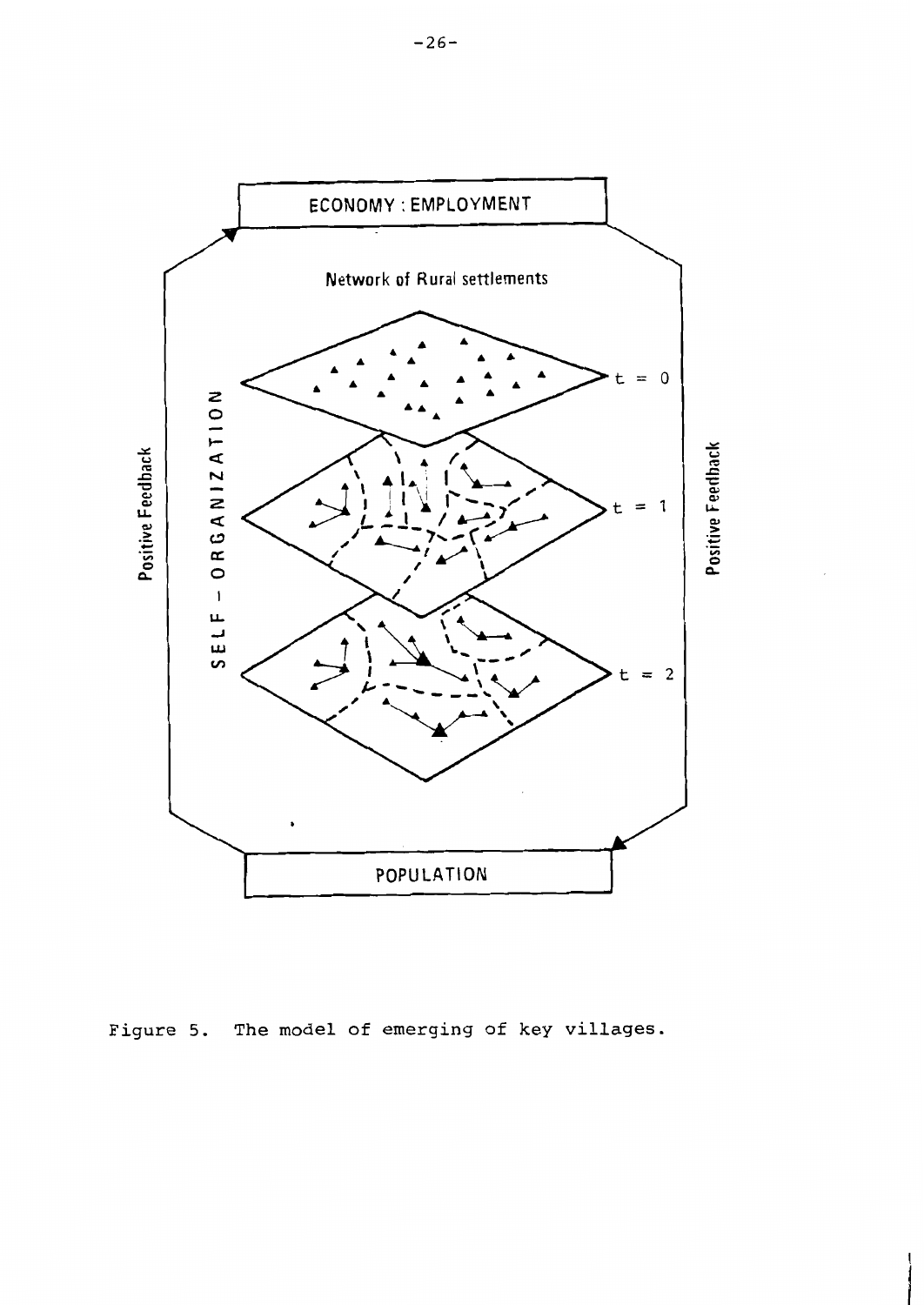ECONOMY : EMPLOYMENT

Network of Rural settlements

t = 0

t = 1

t = 2

SELF - ORGANIZATION

Positive Feedback

Positive Feedback

POPULATION

Figure 5. The model of emerging of key villages.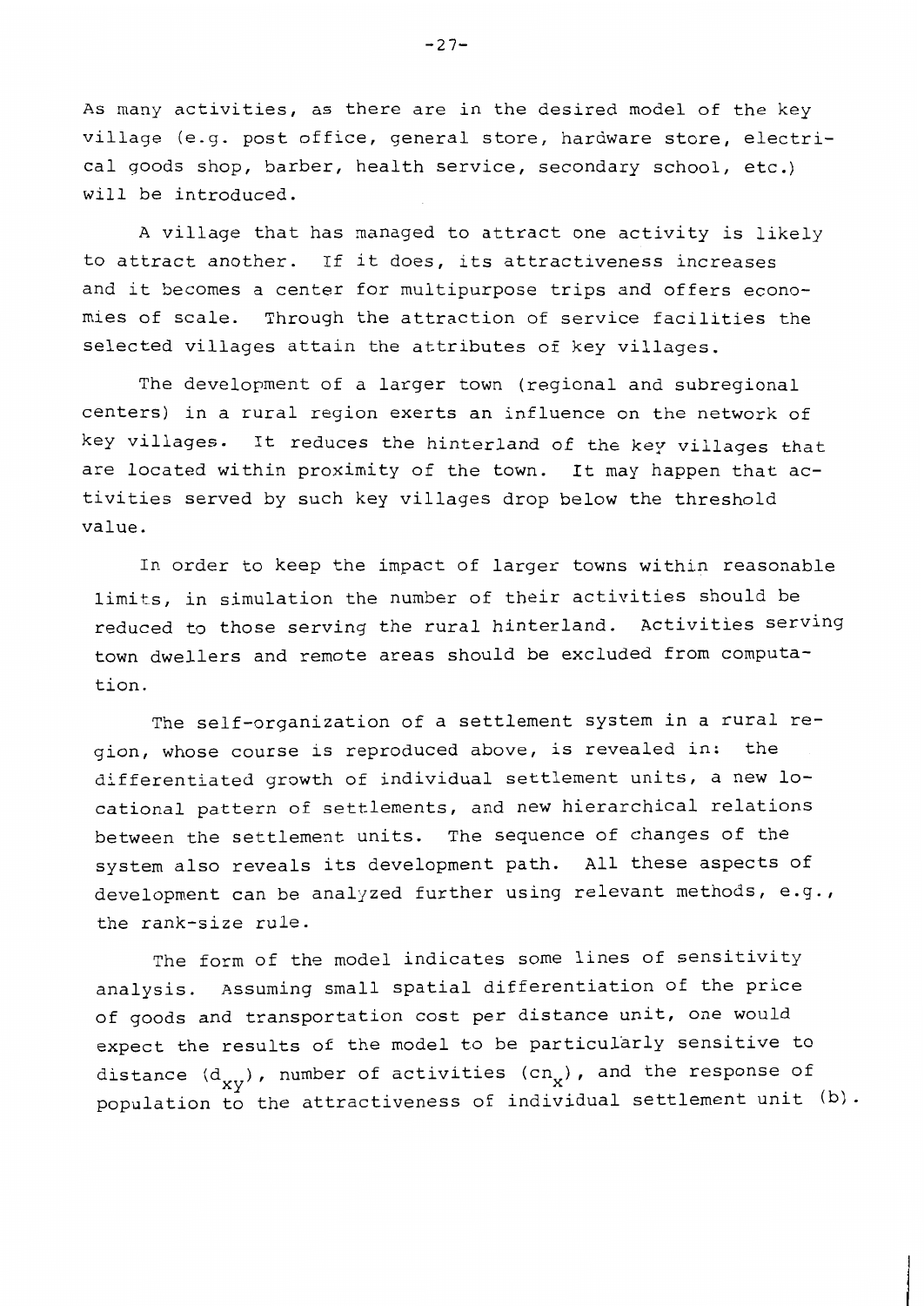As many activities, as there are in the desired model of the key village (e.g. post office, general store, hardware store, electrical goods shop, barber, health service, secondary school, etc.) will be introduced.

A village that has managed to attract one activity is likely to attract another. If it does, its attractiveness increases and it becomes a center for multipurpose trips and offers economies of scale. Through the attraction of service facilities the selected villages attain the attributes of key villages.

The development of a larger town (regional and subregional centers) in a rural region exerts an influence on the network of key villages. It reduces the hinterland of the key villages that are located within proximity of the town. It may happen that activities served by such key villages drop below the threshold value.

In order to keep the impact of larger towns within reasonable limits, in simulation the number of their activities should be reduced to those serving the rural hinterland. Activities serving town dwellers and remote areas should be excluded from computation.

The self-organization of a settlement system in a rural region, whose course is reproduced above, is revealed in: the differentiated growth of individual settlement units, a new locational pattern of settlements, and new hierarchical relations between the settlement units. The sequence of changes of the system also reveals its development path. All these aspects of development can be analyzed further using relevant methods, e.g., the rank-size rule.

The form of the model indicates some lines of sensitivity analysis. Assuming small spatial differentiation of the price of goods and transportation cost per distance unit, one would expect the results of the model to be particularly sensitive to distance ($d_{xy}$), number of activities ($cn_x$), and the response of population to the attractiveness of individual settlement unit ($b$).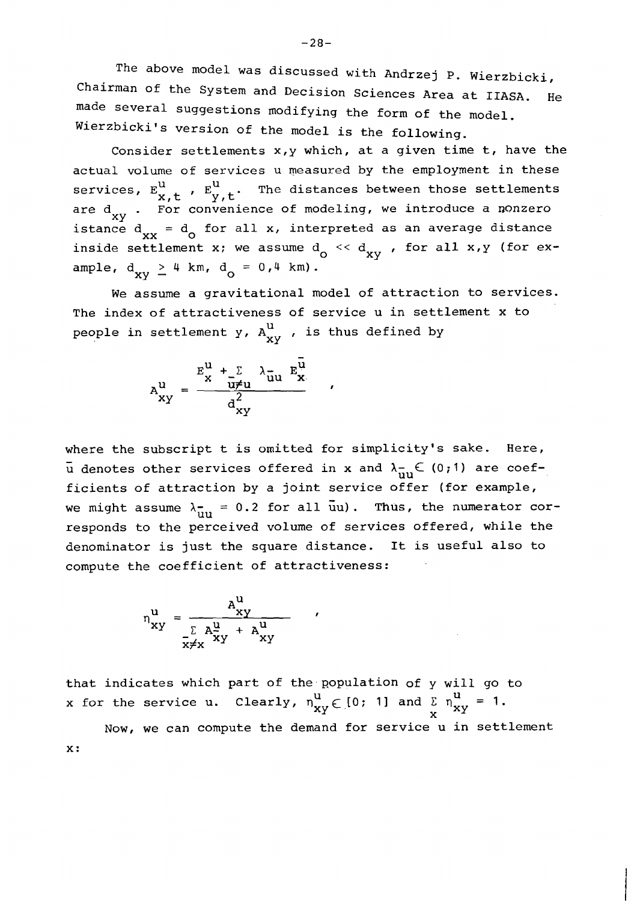The above model was discussed with Andrzej P. Wierzbicki, Chairman of the System and Decision Sciences Area at IIASA. He made several suggestions modifying the form of the model. Wierzbicki's version of the model is the following.

Consider settlements x,y which, at a given time t, have the actual volume of services u measured by the employment in these services, $E^u_{x,t}$ , $E^u_{y,t}$. The distances between those settlements are $d_{xy}$ . For convenience of modeling, we introduce a nonzero istance $d_{xx} = d_o$ for all x, interpreted as an average distance inside settlement x; we assume $d_o << d_{xy}$ , for all x,y (for example, $d_{xy} \geq 4$ km, $d_o = 0{,}4$ km).

We assume a gravitational model of attraction to services. The index of attractiveness of service u in settlement x to people in settlement y, $A^u_{xy}$ , is thus defined by

$$A^u_{xy} = \frac{E^u_x + \sum_{\bar{u} \neq u} \lambda_{\bar{u}u} E^{\bar{u}}_x}{d^2_{xy}} \quad ,$$

where the subscript t is omitted for simplicity's sake. Here, $\bar{u}$ denotes other services offered in x and $\lambda_{\bar{u}u} \in (0;1)$ are coefficients of attraction by a joint service offer (for example, we might assume $\lambda_{\bar{u}u} = 0.2$ for all $\bar{u}u$). Thus, the numerator corresponds to the perceived volume of services offered, while the denominator is just the square distance. It is useful also to compute the coefficient of attractiveness:

$$\eta^u_{xy} = \frac{A^u_{xy}}{\sum_{\bar{x} \neq x} A^u_{\bar{x}y} + A^u_{xy}} \quad ,$$

that indicates which part of the population of y will go to x for the service u. Clearly, $\eta^u_{xy} \in [0;\ 1]$ and $\sum_x \eta^u_{xy} = 1$.

Now, we can compute the demand for service u in settlement x: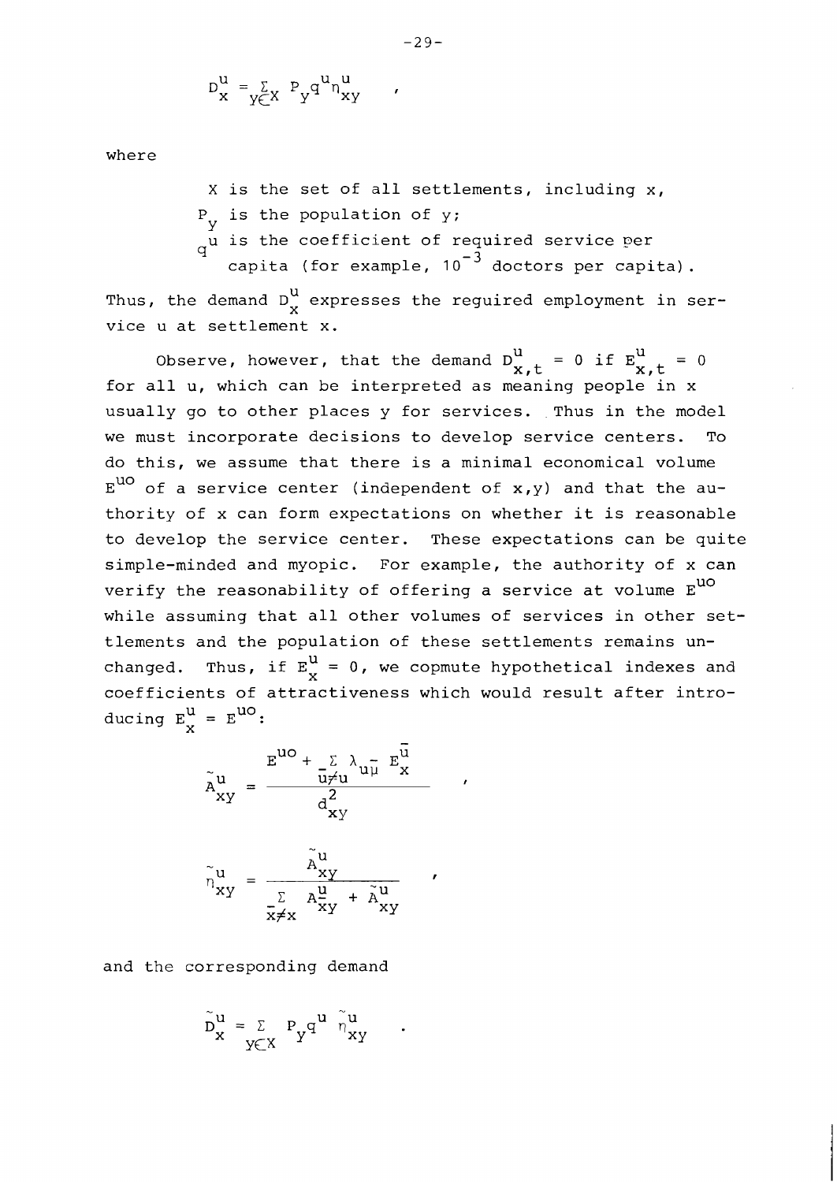$$D_x^u = \sum_{y \in X} P_y q^u \eta_{xy}^u \quad ,$$

where

$X$ is the set of all settlements, including $x$,

$P_y$ is the population of $y$;

$q^u$ is the coefficient of required service per capita (for example, $10^{-3}$ doctors per capita).

Thus, the demand $D_x^u$ expresses the required employment in service u at settlement x.

Observe, however, that the demand $D_{x,t}^u = 0$ if $E_{x,t}^u = 0$ for all u, which can be interpreted as meaning people in x usually go to other places y for services. Thus in the model we must incorporate decisions to develop service centers. To do this, we assume that there is a minimal economical volume $E^{uo}$ of a service center (independent of x,y) and that the authority of x can form expectations on whether it is reasonable to develop the service center. These expectations can be quite simple-minded and myopic. For example, the authority of x can verify the reasonability of offering a service at volume $E^{uo}$ while assuming that all other volumes of services in other settlements and the population of these settlements remains unchanged. Thus, if $E_x^u = 0$, we copmute hypothetical indexes and coefficients of attractiveness which would result after introducing $E_x^u = E^{uo}$:

$$\tilde{A}_{xy}^u = \frac{E^{uo} + \sum_{\bar{u} \neq u} \lambda_{u\bar{u}} E_x^{\bar{u}}}{d_{xy}^2} \quad ,$$

$$\tilde{\eta}_{xy}^u = \frac{\tilde{A}_{xy}^u}{\sum_{\bar{x} \neq x} A_{\bar{x}y}^u + \tilde{A}_{xy}^u} \quad ,$$

and the corresponding demand

$$\tilde{D}_x^u = \sum_{y \in X} P_y q^u \tilde{\eta}_{xy}^u \quad .$$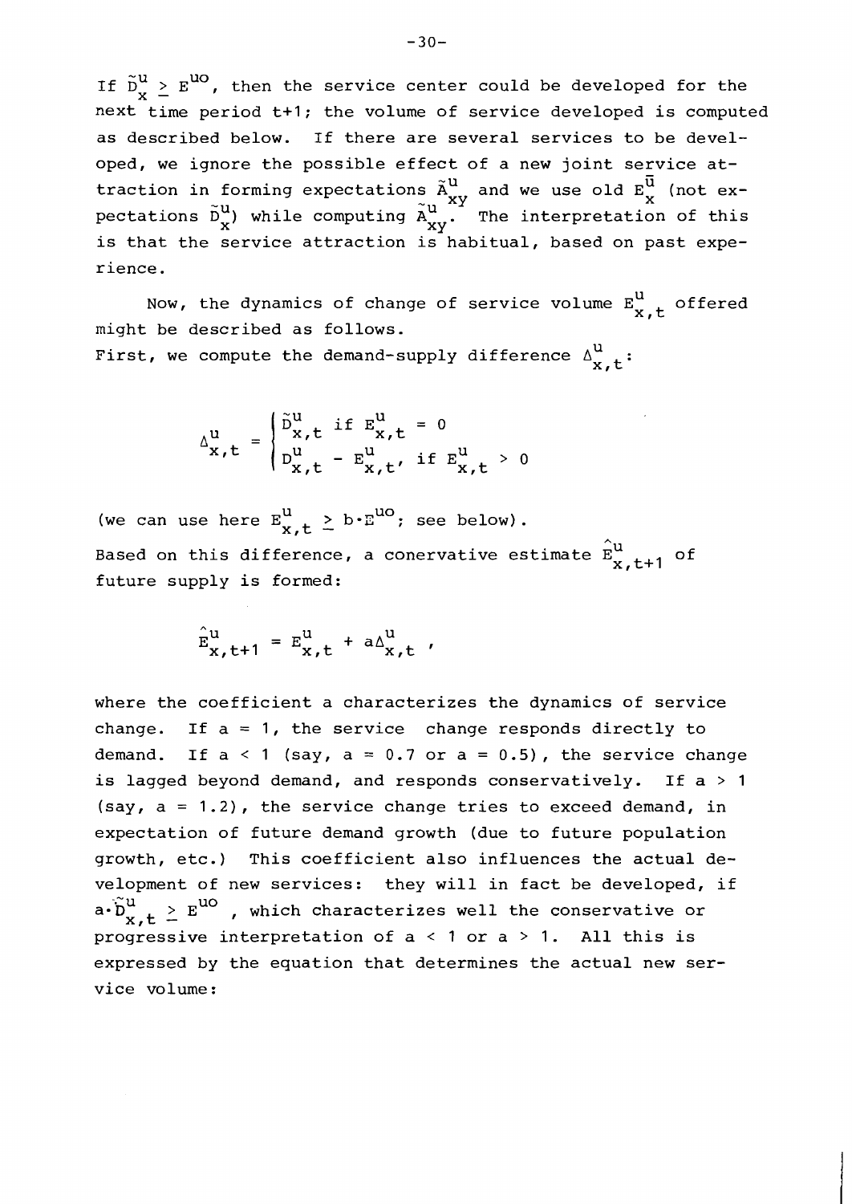If $\tilde{D}^u_x \geq E^{uo}$, then the service center could be developed for the next time period t+1; the volume of service developed is computed as described below. If there are several services to be developed, we ignore the possible effect of a new joint service attraction in forming expectations $\tilde{A}^u_{xy}$ and we use old $E^{\bar{u}}_x$ (not expectations $\tilde{D}^u_x$) while computing $\tilde{A}^u_{xy}$. The interpretation of this is that the service attraction is habitual, based on past experience.

Now, the dynamics of change of service volume $E^u_{x,t}$ offered might be described as follows.
First, we compute the demand-supply difference $\Delta^u_{x,t}$:

$$\Delta^u_{x,t} = \begin{cases} \tilde{D}^u_{x,t} \text{ if } E^u_{x,t} = 0 \\ D^u_{x,t} - E^u_{x,t}, \text{ if } E^u_{x,t} > 0 \end{cases}$$

(we can use here $E^u_{x,t} \geq b \cdot E^{uo}$; see below).
Based on this difference, a conervative estimate $\hat{E}^u_{x,t+1}$ of future supply is formed:

$$\hat{E}^u_{x,t+1} = E^u_{x,t} + a\Delta^u_{x,t} \ ,$$

where the coefficient a characterizes the dynamics of service change. If $a = 1$, the service change responds directly to demand. If $a < 1$ (say, $a = 0.7$ or $a = 0.5$), the service change is lagged beyond demand, and responds conservatively. If $a > 1$ (say, $a = 1.2$), the service change tries to exceed demand, in expectation of future demand growth (due to future population growth, etc.) This coefficient also influences the actual development of new services: they will in fact be developed, if $a \cdot \tilde{D}^u_{x,t} \geq E^{uo}$ , which characterizes well the conservative or progressive interpretation of $a < 1$ or $a > 1$. All this is expressed by the equation that determines the actual new service volume: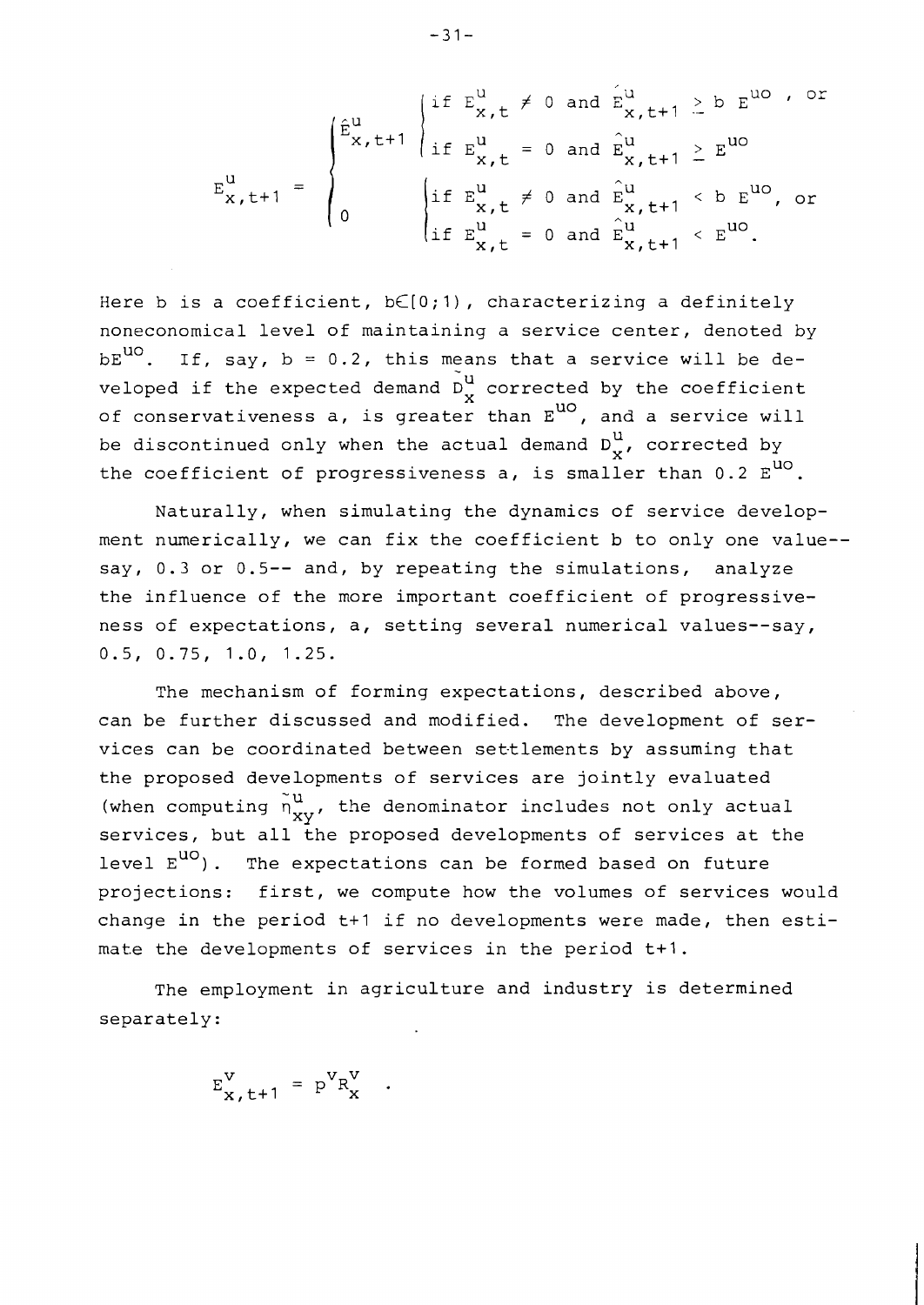$$E^u_{x,t+1} = \begin{cases} \hat{E}^u_{x,t+1} & \begin{cases} \text{if } E^u_{x,t} \neq 0 \text{ and } \hat{E}^u_{x,t+1} \geq b\ E^{uo}\text{, or} \\ \text{if } E^u_{x,t} = 0 \text{ and } \hat{E}^u_{x,t+1} \geq E^{uo} \end{cases} \\ 0 & \begin{cases} \text{if } E^u_{x,t} \neq 0 \text{ and } \hat{E}^u_{x,t+1} < b\ E^{uo}\text{, or} \\ \text{if } E^u_{x,t} = 0 \text{ and } \hat{E}^u_{x,t+1} < E^{uo}. \end{cases} \end{cases}$$

Here b is a coefficient, $b \in [0;1)$, characterizing a definitely noneconomical level of maintaining a service center, denoted by $bE^{uo}$. If, say, $b = 0.2$, this means that a service will be developed if the expected demand $\tilde{D}^u_x$ corrected by the coefficient of conservativeness a, is greater than $E^{uo}$, and a service will be discontinued only when the actual demand $D^u_x$, corrected by the coefficient of progressiveness a, is smaller than $0.2\ E^{uo}$.

Naturally, when simulating the dynamics of service development numerically, we can fix the coefficient b to only one value--say, 0.3 or 0.5-- and, by repeating the simulations, analyze the influence of the more important coefficient of progressiveness of expectations, a, setting several numerical values--say, 0.5, 0.75, 1.0, 1.25.

The mechanism of forming expectations, described above, can be further discussed and modified. The development of services can be coordinated between settlements by assuming that the proposed developments of services are jointly evaluated (when computing $\tilde{\eta}^u_{xy}$, the denominator includes not only actual services, but all the proposed developments of services at the level $E^{uo}$). The expectations can be formed based on future projections: first, we compute how the volumes of services would change in the period t+1 if no developments were made, then estimate the developments of services in the period t+1.

The employment in agriculture and industry is determined separately:

$$E^v_{x,t+1} = p^v R^v_x \quad .$$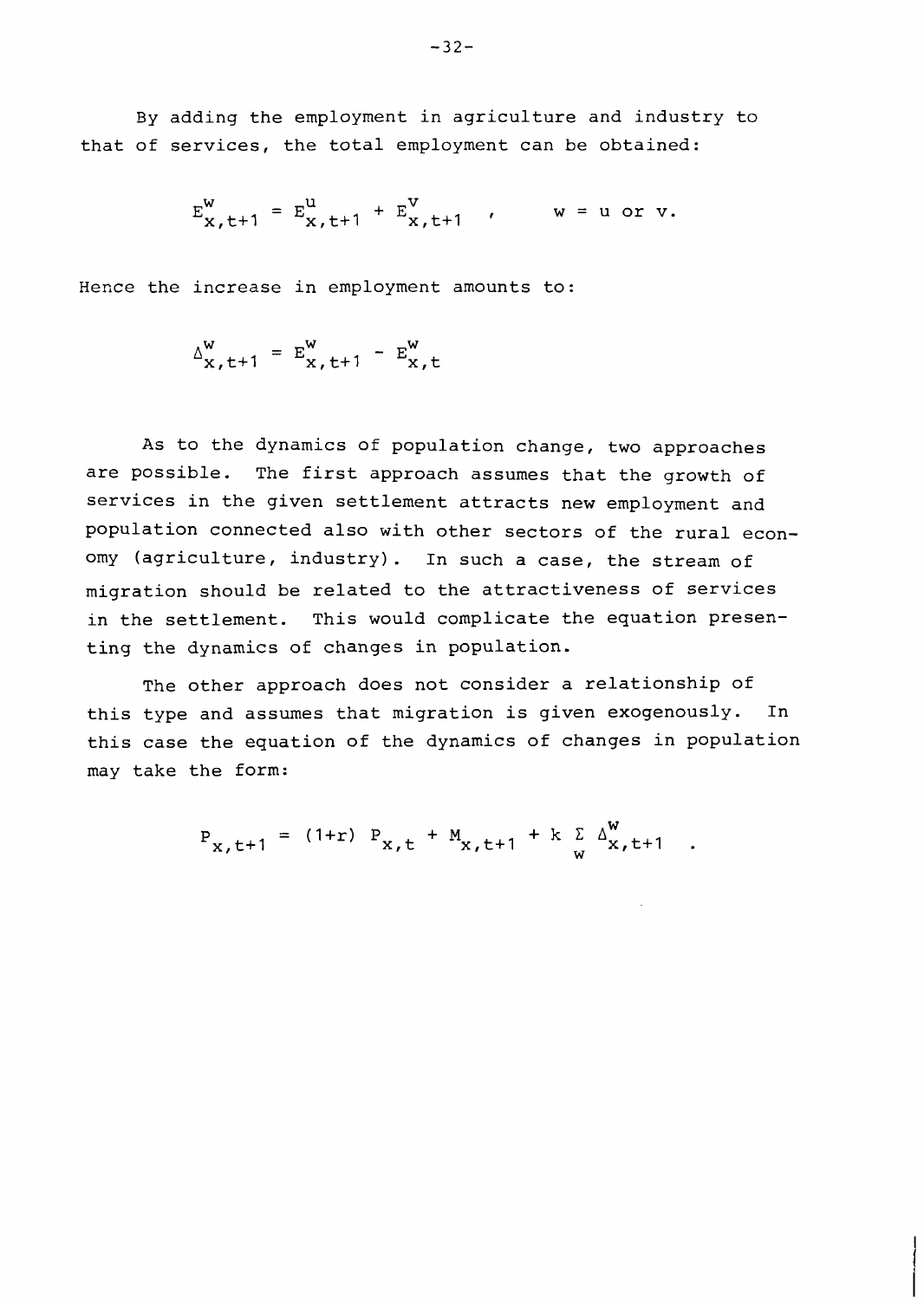By adding the employment in agriculture and industry to that of services, the total employment can be obtained:

$$E^{w}_{x,t+1} = E^{u}_{x,t+1} + E^{v}_{x,t+1} \quad , \qquad w = u \text{ or } v.$$

Hence the increase in employment amounts to:

$$\Delta^{w}_{x,t+1} = E^{w}_{x,t+1} - E^{w}_{x,t}$$

As to the dynamics of population change, two approaches are possible. The first approach assumes that the growth of services in the given settlement attracts new employment and population connected also with other sectors of the rural economy (agriculture, industry). In such a case, the stream of migration should be related to the attractiveness of services in the settlement. This would complicate the equation presenting the dynamics of changes in population.

The other approach does not consider a relationship of this type and assumes that migration is given exogenously. In this case the equation of the dynamics of changes in population may take the form:

$$P_{x,t+1} = (1+r)\ P_{x,t} + M_{x,t+1} + k \sum_{w} \Delta^{w}_{x,t+1} \quad .$$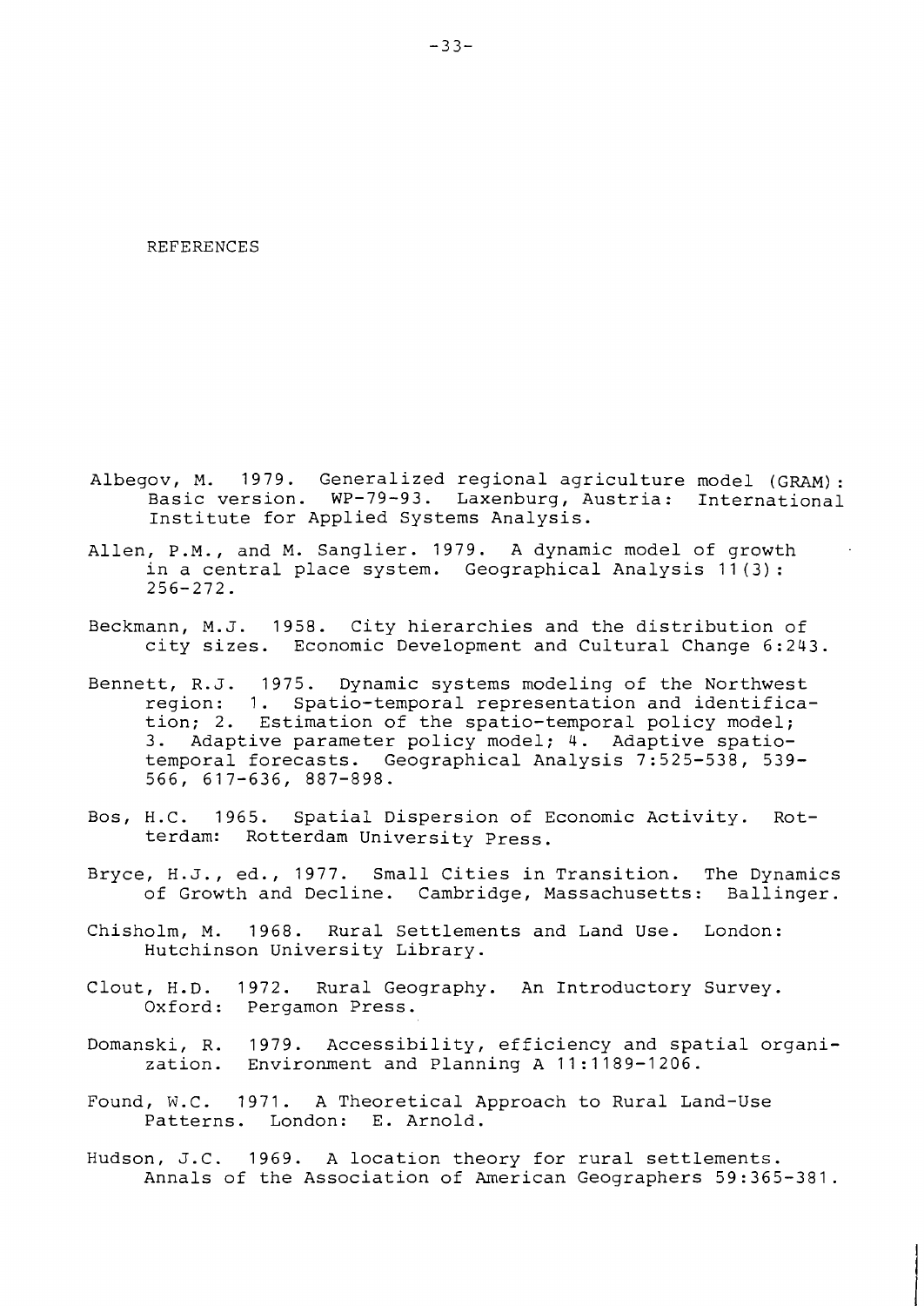# REFERENCES

Albegov, M. 1979. Generalized regional agriculture model (GRAM): Basic version. WP-79-93. Laxenburg, Austria: International Institute for Applied Systems Analysis.

Allen, P.M., and M. Sanglier. 1979. A dynamic model of growth in a central place system. Geographical Analysis 11(3): 256-272.

Beckmann, M.J. 1958. City hierarchies and the distribution of city sizes. Economic Development and Cultural Change 6:243.

Bennett, R.J. 1975. Dynamic systems modeling of the Northwest region: 1. Spatio-temporal representation and identification; 2. Estimation of the spatio-temporal policy model; 3. Adaptive parameter policy model; 4. Adaptive spatio-temporal forecasts. Geographical Analysis 7:525-538, 539-566, 617-636, 887-898.

Bos, H.C. 1965. Spatial Dispersion of Economic Activity. Rotterdam: Rotterdam University Press.

Bryce, H.J., ed., 1977. Small Cities in Transition. The Dynamics of Growth and Decline. Cambridge, Massachusetts: Ballinger.

Chisholm, M. 1968. Rural Settlements and Land Use. London: Hutchinson University Library.

Clout, H.D. 1972. Rural Geography. An Introductory Survey. Oxford: Pergamon Press.

Domanski, R. 1979. Accessibility, efficiency and spatial organization. Environment and Planning A 11:1189-1206.

Found, W.C. 1971. A Theoretical Approach to Rural Land-Use Patterns. London: E. Arnold.

Hudson, J.C. 1969. A location theory for rural settlements. Annals of the Association of American Geographers 59:365-381.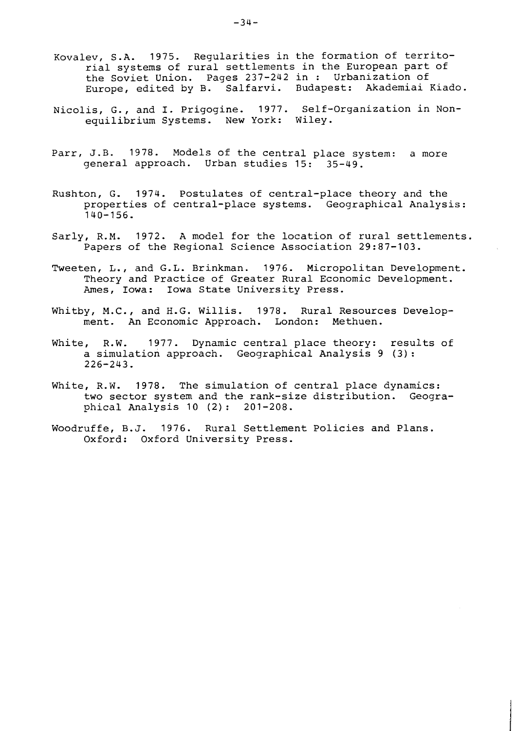Kovalev, S.A. 1975. Regularities in the formation of territorial systems of rural settlements in the European part of the Soviet Union. Pages 237-242 in : Urbanization of Europe, edited by B. Salfarvi. Budapest: Akademiai Kiado.

Nicolis, G., and I. Prigogine. 1977. Self-Organization in Nonequilibrium Systems. New York: Wiley.

Parr, J.B. 1978. Models of the central place system: a more general approach. Urban studies 15: 35-49.

Rushton, G. 1974. Postulates of central-place theory and the properties of central-place systems. Geographical Analysis: 140-156.

Sarly, R.M. 1972. A model for the location of rural settlements. Papers of the Regional Science Association 29:87-103.

Tweeten, L., and G.L. Brinkman. 1976. Micropolitan Development. Theory and Practice of Greater Rural Economic Development. Ames, Iowa: Iowa State University Press.

Whitby, M.C., and H.G. Willis. 1978. Rural Resources Development. An Economic Approach. London: Methuen.

White, R.W. 1977. Dynamic central place theory: results of a simulation approach. Geographical Analysis 9 (3): 226-243.

White, R.W. 1978. The simulation of central place dynamics: two sector system and the rank-size distribution. Geographical Analysis 10 (2): 201-208.

Woodruffe, B.J. 1976. Rural Settlement Policies and Plans. Oxford: Oxford University Press.